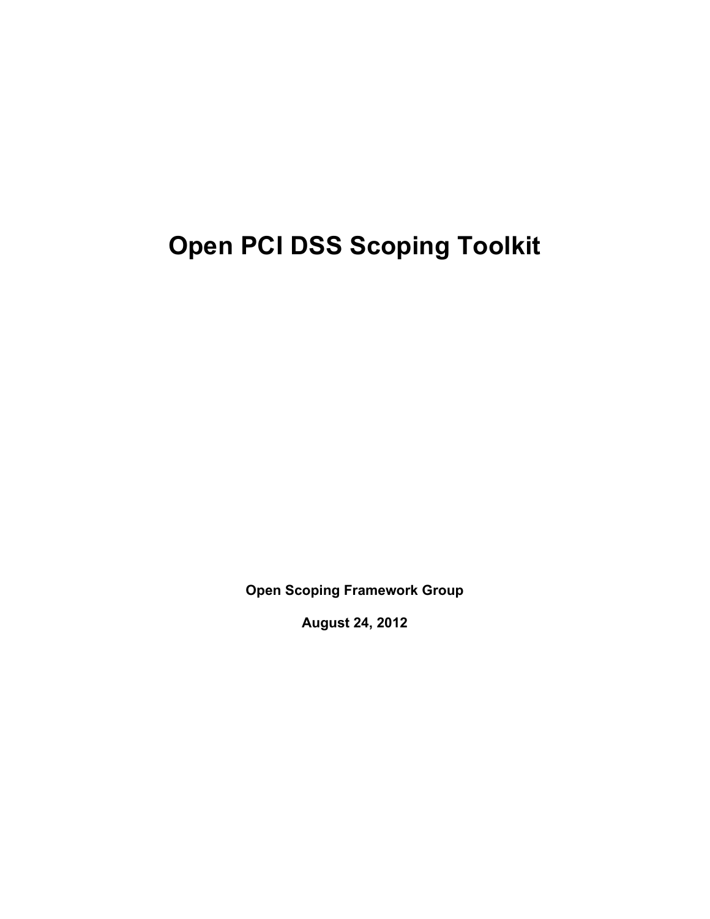# Open PCI DSS Scoping Toolkit

**Open Scoping Framework Group**

**August 24, 2012**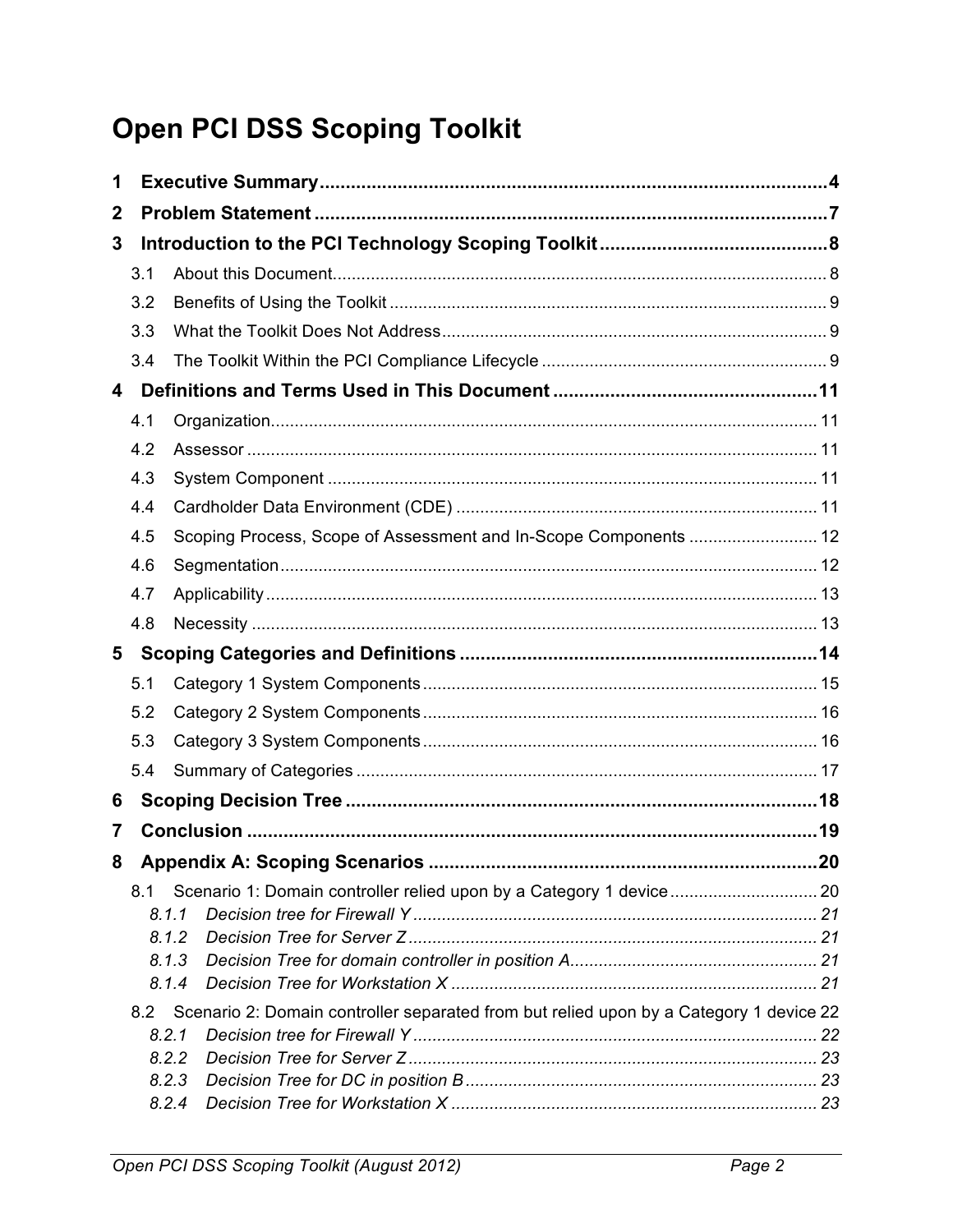# Open PCI DSS Scoping Toolkit

**1 Executive Summary** .......... 4

**2 Problem Statement** .......... 7

**3 Introduction to the PCI Technology Scoping Toolkit** .......... 8

- 3.1 About this Document .......... 8
- 3.2 Benefits of Using the Toolkit .......... 9
- 3.3 What the Toolkit Does Not Address .......... 9
- 3.4 The Toolkit Within the PCI Compliance Lifecycle .......... 9

**4 Definitions and Terms Used in This Document** .......... 11

- 4.1 Organization .......... 11
- 4.2 Assessor .......... 11
- 4.3 System Component .......... 11
- 4.4 Cardholder Data Environment (CDE) .......... 11
- 4.5 Scoping Process, Scope of Assessment and In-Scope Components .......... 12
- 4.6 Segmentation .......... 12
- 4.7 Applicability .......... 13
- 4.8 Necessity .......... 13

**5 Scoping Categories and Definitions** .......... 14

- 5.1 Category 1 System Components .......... 15
- 5.2 Category 2 System Components .......... 16
- 5.3 Category 3 System Components .......... 16
- 5.4 Summary of Categories .......... 17

**6 Scoping Decision Tree** .......... 18

**7 Conclusion** .......... 19

**8 Appendix A: Scoping Scenarios** .......... 20

- 8.1 Scenario 1: Domain controller relied upon by a Category 1 device .......... 20
  - *8.1.1 Decision tree for Firewall Y .......... 21*
  - *8.1.2 Decision Tree for Server Z .......... 21*
  - *8.1.3 Decision Tree for domain controller in position A .......... 21*
  - *8.1.4 Decision Tree for Workstation X .......... 21*
- 8.2 Scenario 2: Domain controller separated from but relied upon by a Category 1 device 22
  - *8.2.1 Decision tree for Firewall Y .......... 22*
  - *8.2.2 Decision Tree for Server Z .......... 23*
  - *8.2.3 Decision Tree for DC in position B .......... 23*
  - *8.2.4 Decision Tree for Workstation X .......... 23*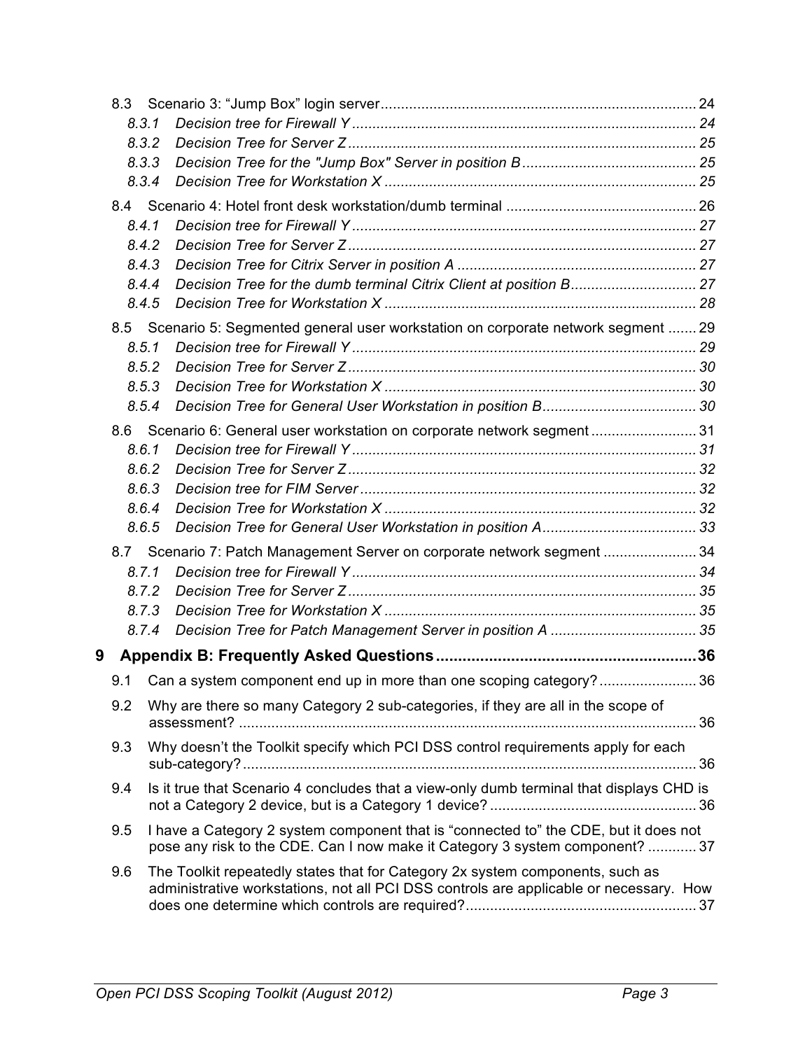8.3 Scenario 3: “Jump Box” login server ..... 24

*8.3.1 Decision tree for Firewall Y ..... 24*

*8.3.2 Decision Tree for Server Z ..... 25*

*8.3.3 Decision Tree for the "Jump Box" Server in position B ..... 25*

*8.3.4 Decision Tree for Workstation X ..... 25*

8.4 Scenario 4: Hotel front desk workstation/dumb terminal ..... 26

*8.4.1 Decision tree for Firewall Y ..... 27*

*8.4.2 Decision Tree for Server Z ..... 27*

*8.4.3 Decision Tree for Citrix Server in position A ..... 27*

*8.4.4 Decision Tree for the dumb terminal Citrix Client at position B ..... 27*

*8.4.5 Decision Tree for Workstation X ..... 28*

8.5 Scenario 5: Segmented general user workstation on corporate network segment ..... 29

*8.5.1 Decision tree for Firewall Y ..... 29*

*8.5.2 Decision Tree for Server Z ..... 30*

*8.5.3 Decision Tree for Workstation X ..... 30*

*8.5.4 Decision Tree for General User Workstation in position B ..... 30*

8.6 Scenario 6: General user workstation on corporate network segment ..... 31

*8.6.1 Decision tree for Firewall Y ..... 31*

*8.6.2 Decision Tree for Server Z ..... 32*

*8.6.3 Decision tree for FIM Server ..... 32*

*8.6.4 Decision Tree for Workstation X ..... 32*

*8.6.5 Decision Tree for General User Workstation in position A ..... 33*

8.7 Scenario 7: Patch Management Server on corporate network segment ..... 34

*8.7.1 Decision tree for Firewall Y ..... 34*

*8.7.2 Decision Tree for Server Z ..... 35*

*8.7.3 Decision Tree for Workstation X ..... 35*

*8.7.4 Decision Tree for Patch Management Server in position A ..... 35*

**9 Appendix B: Frequently Asked Questions ..... 36**

9.1 Can a system component end up in more than one scoping category? ..... 36

9.2 Why are there so many Category 2 sub-categories, if they are all in the scope of assessment? ..... 36

9.3 Why doesn’t the Toolkit specify which PCI DSS control requirements apply for each sub-category? ..... 36

9.4 Is it true that Scenario 4 concludes that a view-only dumb terminal that displays CHD is not a Category 2 device, but is a Category 1 device? ..... 36

9.5 I have a Category 2 system component that is “connected to” the CDE, but it does not pose any risk to the CDE. Can I now make it Category 3 system component? ..... 37

9.6 The Toolkit repeatedly states that for Category 2x system components, such as administrative workstations, not all PCI DSS controls are applicable or necessary. How does one determine which controls are required? ..... 37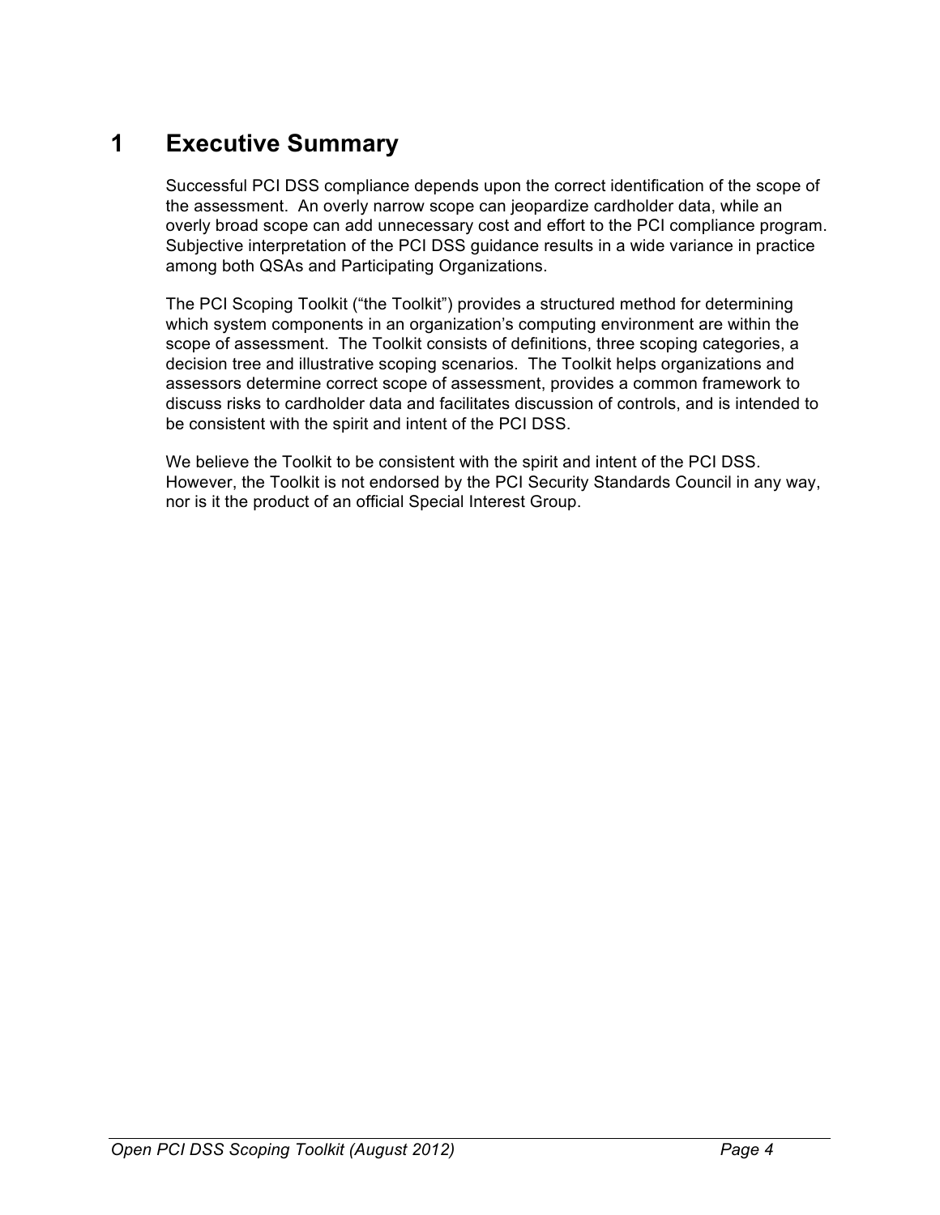# 1 Executive Summary

Successful PCI DSS compliance depends upon the correct identification of the scope of the assessment. An overly narrow scope can jeopardize cardholder data, while an overly broad scope can add unnecessary cost and effort to the PCI compliance program. Subjective interpretation of the PCI DSS guidance results in a wide variance in practice among both QSAs and Participating Organizations.

The PCI Scoping Toolkit ("the Toolkit") provides a structured method for determining which system components in an organization's computing environment are within the scope of assessment. The Toolkit consists of definitions, three scoping categories, a decision tree and illustrative scoping scenarios. The Toolkit helps organizations and assessors determine correct scope of assessment, provides a common framework to discuss risks to cardholder data and facilitates discussion of controls, and is intended to be consistent with the spirit and intent of the PCI DSS.

We believe the Toolkit to be consistent with the spirit and intent of the PCI DSS. However, the Toolkit is not endorsed by the PCI Security Standards Council in any way, nor is it the product of an official Special Interest Group.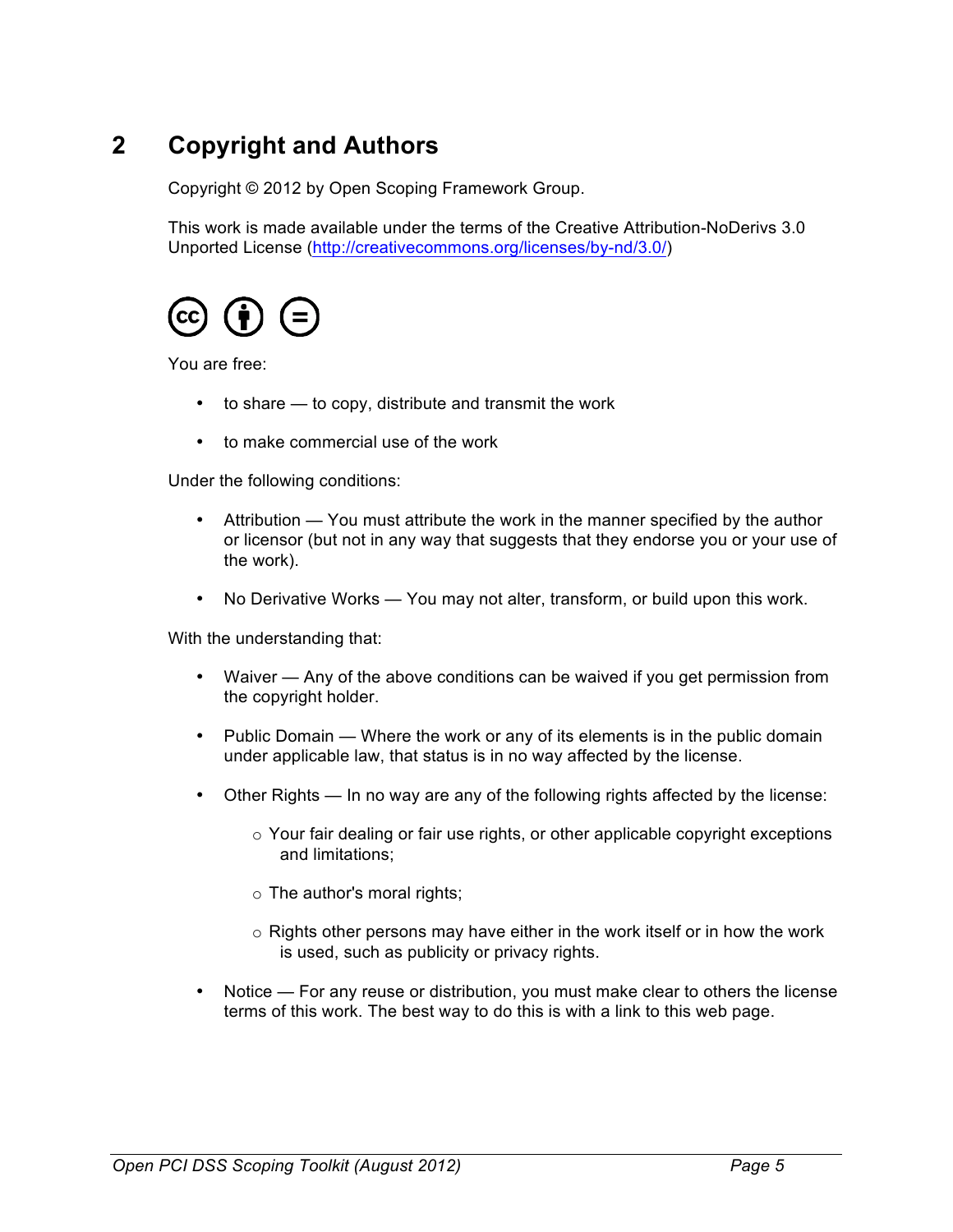# 2 Copyright and Authors

Copyright © 2012 by Open Scoping Framework Group.

This work is made available under the terms of the Creative Attribution-NoDerivs 3.0 Unported License (http://creativecommons.org/licenses/by-nd/3.0/)

You are free:

- to share — to copy, distribute and transmit the work
- to make commercial use of the work

Under the following conditions:

- Attribution — You must attribute the work in the manner specified by the author or licensor (but not in any way that suggests that they endorse you or your use of the work).
- No Derivative Works — You may not alter, transform, or build upon this work.

With the understanding that:

- Waiver — Any of the above conditions can be waived if you get permission from the copyright holder.
- Public Domain — Where the work or any of its elements is in the public domain under applicable law, that status is in no way affected by the license.
- Other Rights — In no way are any of the following rights affected by the license:
    - Your fair dealing or fair use rights, or other applicable copyright exceptions and limitations;
    - The author's moral rights;
    - Rights other persons may have either in the work itself or in how the work is used, such as publicity or privacy rights.
- Notice — For any reuse or distribution, you must make clear to others the license terms of this work. The best way to do this is with a link to this web page.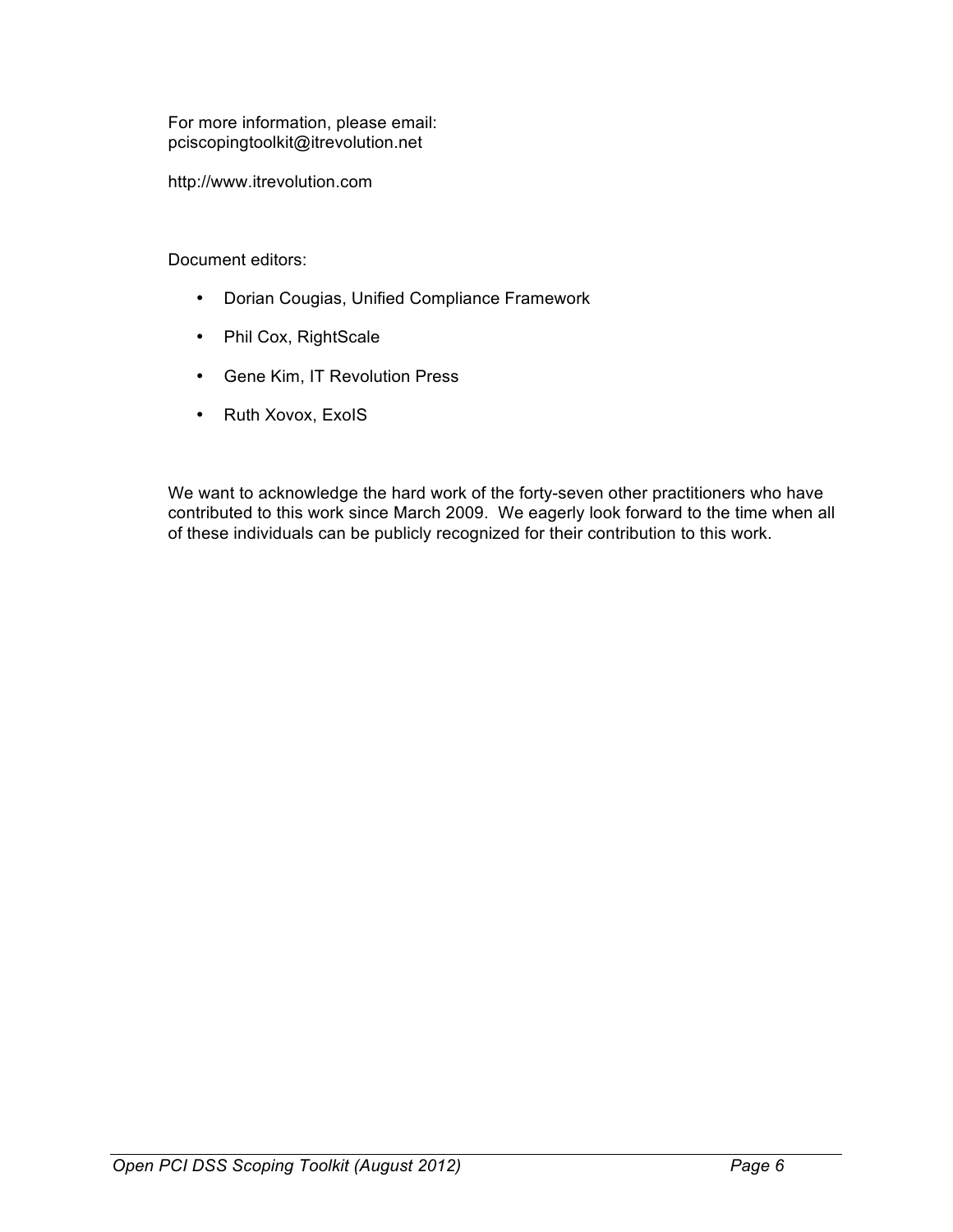For more information, please email:
pciscopingtoolkit@itrevolution.net

http://www.itrevolution.com

Document editors:

- Dorian Cougias, Unified Compliance Framework
- Phil Cox, RightScale
- Gene Kim, IT Revolution Press
- Ruth Xovox, ExoIS

We want to acknowledge the hard work of the forty-seven other practitioners who have contributed to this work since March 2009. We eagerly look forward to the time when all of these individuals can be publicly recognized for their contribution to this work.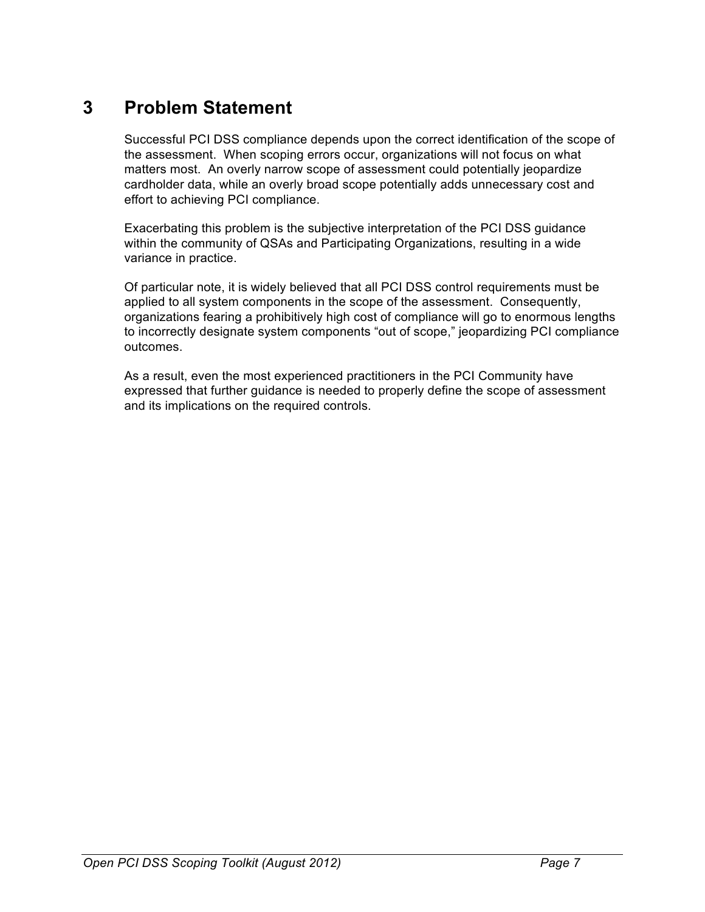# 3 Problem Statement

Successful PCI DSS compliance depends upon the correct identification of the scope of the assessment. When scoping errors occur, organizations will not focus on what matters most. An overly narrow scope of assessment could potentially jeopardize cardholder data, while an overly broad scope potentially adds unnecessary cost and effort to achieving PCI compliance.

Exacerbating this problem is the subjective interpretation of the PCI DSS guidance within the community of QSAs and Participating Organizations, resulting in a wide variance in practice.

Of particular note, it is widely believed that all PCI DSS control requirements must be applied to all system components in the scope of the assessment. Consequently, organizations fearing a prohibitively high cost of compliance will go to enormous lengths to incorrectly designate system components "out of scope," jeopardizing PCI compliance outcomes.

As a result, even the most experienced practitioners in the PCI Community have expressed that further guidance is needed to properly define the scope of assessment and its implications on the required controls.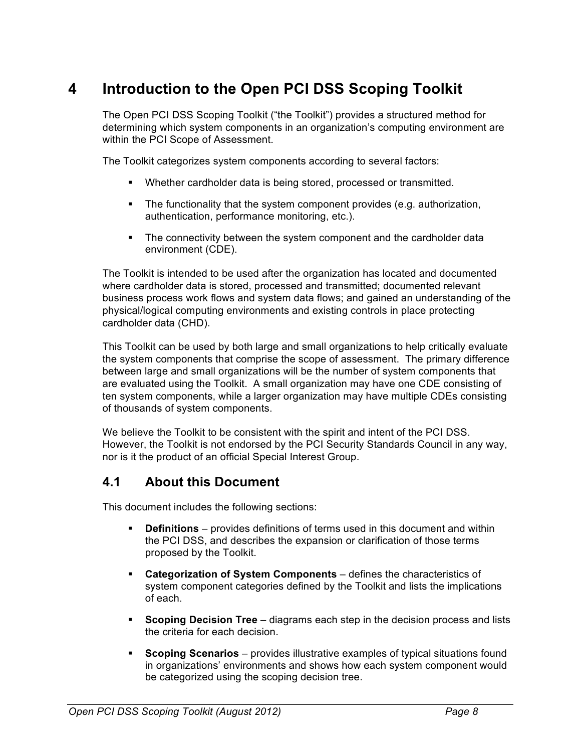# 4 Introduction to the Open PCI DSS Scoping Toolkit

The Open PCI DSS Scoping Toolkit ("the Toolkit") provides a structured method for determining which system components in an organization's computing environment are within the PCI Scope of Assessment.

The Toolkit categorizes system components according to several factors:

- Whether cardholder data is being stored, processed or transmitted.
- The functionality that the system component provides (e.g. authorization, authentication, performance monitoring, etc.).
- The connectivity between the system component and the cardholder data environment (CDE).

The Toolkit is intended to be used after the organization has located and documented where cardholder data is stored, processed and transmitted; documented relevant business process work flows and system data flows; and gained an understanding of the physical/logical computing environments and existing controls in place protecting cardholder data (CHD).

This Toolkit can be used by both large and small organizations to help critically evaluate the system components that comprise the scope of assessment. The primary difference between large and small organizations will be the number of system components that are evaluated using the Toolkit. A small organization may have one CDE consisting of ten system components, while a larger organization may have multiple CDEs consisting of thousands of system components.

We believe the Toolkit to be consistent with the spirit and intent of the PCI DSS. However, the Toolkit is not endorsed by the PCI Security Standards Council in any way, nor is it the product of an official Special Interest Group.

## 4.1 About this Document

This document includes the following sections:

- **Definitions** – provides definitions of terms used in this document and within the PCI DSS, and describes the expansion or clarification of those terms proposed by the Toolkit.
- **Categorization of System Components** – defines the characteristics of system component categories defined by the Toolkit and lists the implications of each.
- **Scoping Decision Tree** – diagrams each step in the decision process and lists the criteria for each decision.
- **Scoping Scenarios** – provides illustrative examples of typical situations found in organizations' environments and shows how each system component would be categorized using the scoping decision tree.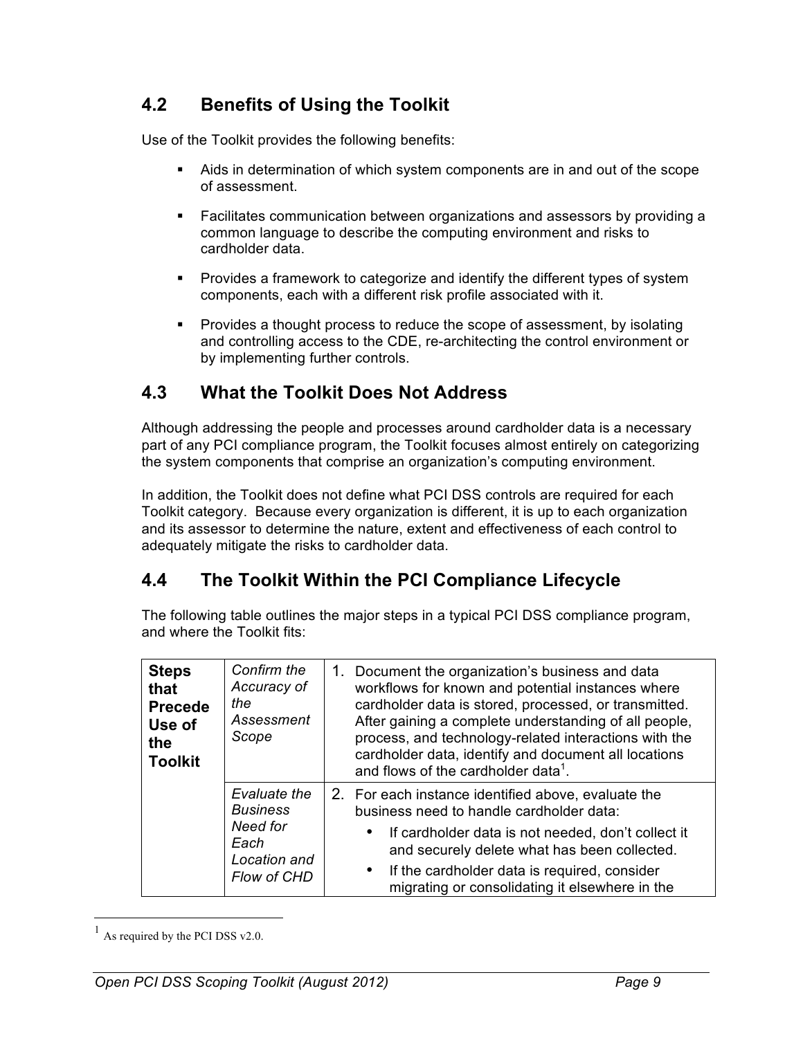## 4.2 Benefits of Using the Toolkit

Use of the Toolkit provides the following benefits:

- Aids in determination of which system components are in and out of the scope of assessment.
- Facilitates communication between organizations and assessors by providing a common language to describe the computing environment and risks to cardholder data.
- Provides a framework to categorize and identify the different types of system components, each with a different risk profile associated with it.
- Provides a thought process to reduce the scope of assessment, by isolating and controlling access to the CDE, re-architecting the control environment or by implementing further controls.

## 4.3 What the Toolkit Does Not Address

Although addressing the people and processes around cardholder data is a necessary part of any PCI compliance program, the Toolkit focuses almost entirely on categorizing the system components that comprise an organization's computing environment.

In addition, the Toolkit does not define what PCI DSS controls are required for each Toolkit category. Because every organization is different, it is up to each organization and its assessor to determine the nature, extent and effectiveness of each control to adequately mitigate the risks to cardholder data.

## 4.4 The Toolkit Within the PCI Compliance Lifecycle

The following table outlines the major steps in a typical PCI DSS compliance program, and where the Toolkit fits:

| | | |
|---|---|---|
| **Steps that Precede Use of the Toolkit** | *Confirm the Accuracy of the Assessment Scope* | 1. Document the organization's business and data workflows for known and potential instances where cardholder data is stored, processed, or transmitted. After gaining a complete understanding of all people, process, and technology-related interactions with the cardholder data, identify and document all locations and flows of the cardholder data[1]. |
| | *Evaluate the Business Need for Each Location and Flow of CHD* | 2. For each instance identified above, evaluate the business need to handle cardholder data: <br>• If cardholder data is not needed, don't collect it and securely delete what has been collected. <br>• If the cardholder data is required, consider migrating or consolidating it elsewhere in the |

[1] As required by the PCI DSS v2.0.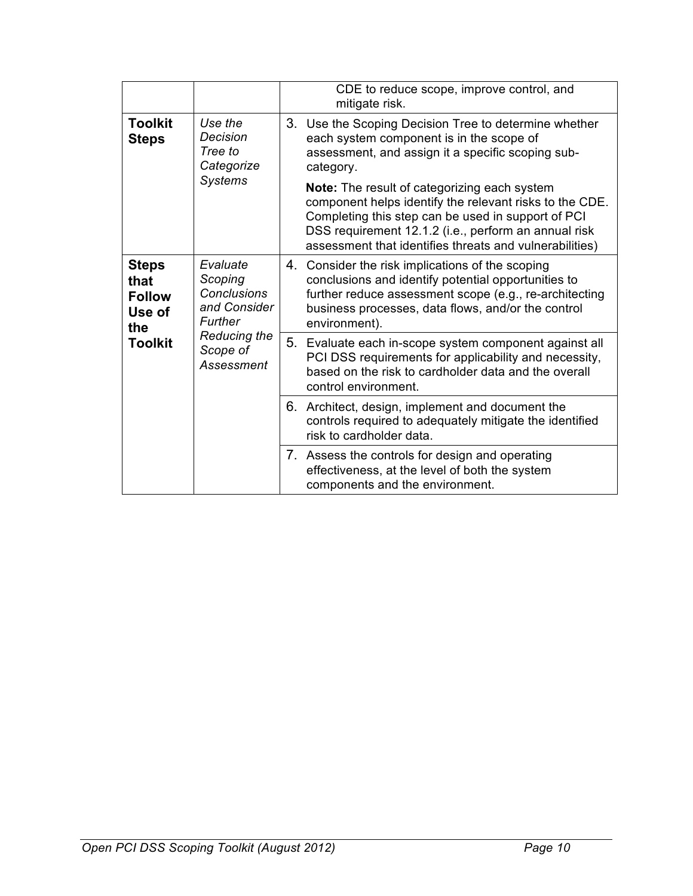| | | |
|---|---|---|
| | | CDE to reduce scope, improve control, and mitigate risk. |
| **Toolkit Steps** | *Use the Decision Tree to Categorize Systems* | 3. Use the Scoping Decision Tree to determine whether each system component is in the scope of assessment, and assign it a specific scoping sub-category.<br><br>**Note:** The result of categorizing each system component helps identify the relevant risks to the CDE. Completing this step can be used in support of PCI DSS requirement 12.1.2 (i.e., perform an annual risk assessment that identifies threats and vulnerabilities) |
| **Steps that Follow Use of the Toolkit** | *Evaluate Scoping Conclusions and Consider Further Reducing the Scope of Assessment* | 4. Consider the risk implications of the scoping conclusions and identify potential opportunities to further reduce assessment scope (e.g., re-architecting business processes, data flows, and/or the control environment). |
| | | 5. Evaluate each in-scope system component against all PCI DSS requirements for applicability and necessity, based on the risk to cardholder data and the overall control environment. |
| | | 6. Architect, design, implement and document the controls required to adequately mitigate the identified risk to cardholder data. |
| | | 7. Assess the controls for design and operating effectiveness, at the level of both the system components and the environment. |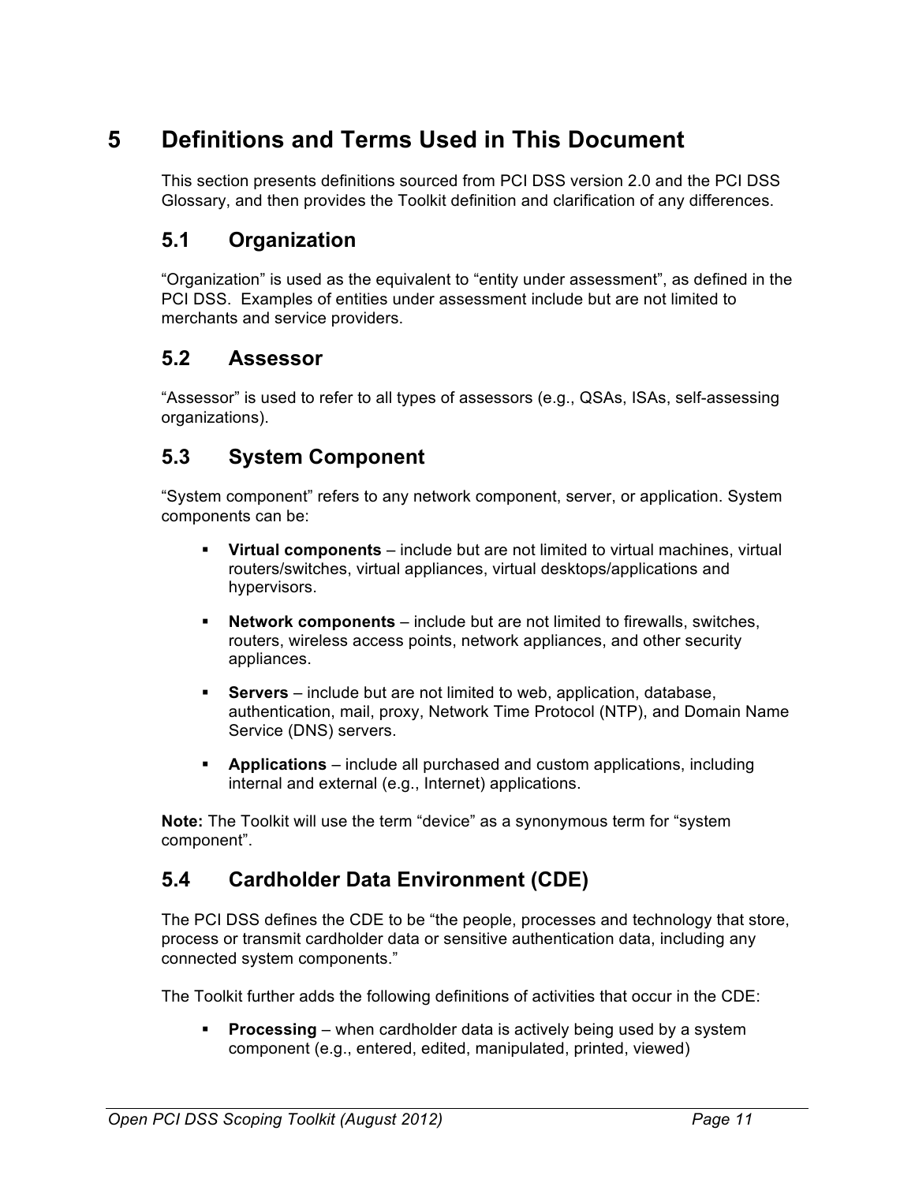# 5 Definitions and Terms Used in This Document

This section presents definitions sourced from PCI DSS version 2.0 and the PCI DSS Glossary, and then provides the Toolkit definition and clarification of any differences.

## 5.1 Organization

"Organization" is used as the equivalent to "entity under assessment", as defined in the PCI DSS. Examples of entities under assessment include but are not limited to merchants and service providers.

## 5.2 Assessor

"Assessor" is used to refer to all types of assessors (e.g., QSAs, ISAs, self-assessing organizations).

## 5.3 System Component

"System component" refers to any network component, server, or application. System components can be:

- **Virtual components** – include but are not limited to virtual machines, virtual routers/switches, virtual appliances, virtual desktops/applications and hypervisors.
- **Network components** – include but are not limited to firewalls, switches, routers, wireless access points, network appliances, and other security appliances.
- **Servers** – include but are not limited to web, application, database, authentication, mail, proxy, Network Time Protocol (NTP), and Domain Name Service (DNS) servers.
- **Applications** – include all purchased and custom applications, including internal and external (e.g., Internet) applications.

**Note:** The Toolkit will use the term "device" as a synonymous term for "system component".

## 5.4 Cardholder Data Environment (CDE)

The PCI DSS defines the CDE to be "the people, processes and technology that store, process or transmit cardholder data or sensitive authentication data, including any connected system components."

The Toolkit further adds the following definitions of activities that occur in the CDE:

- **Processing** – when cardholder data is actively being used by a system component (e.g., entered, edited, manipulated, printed, viewed)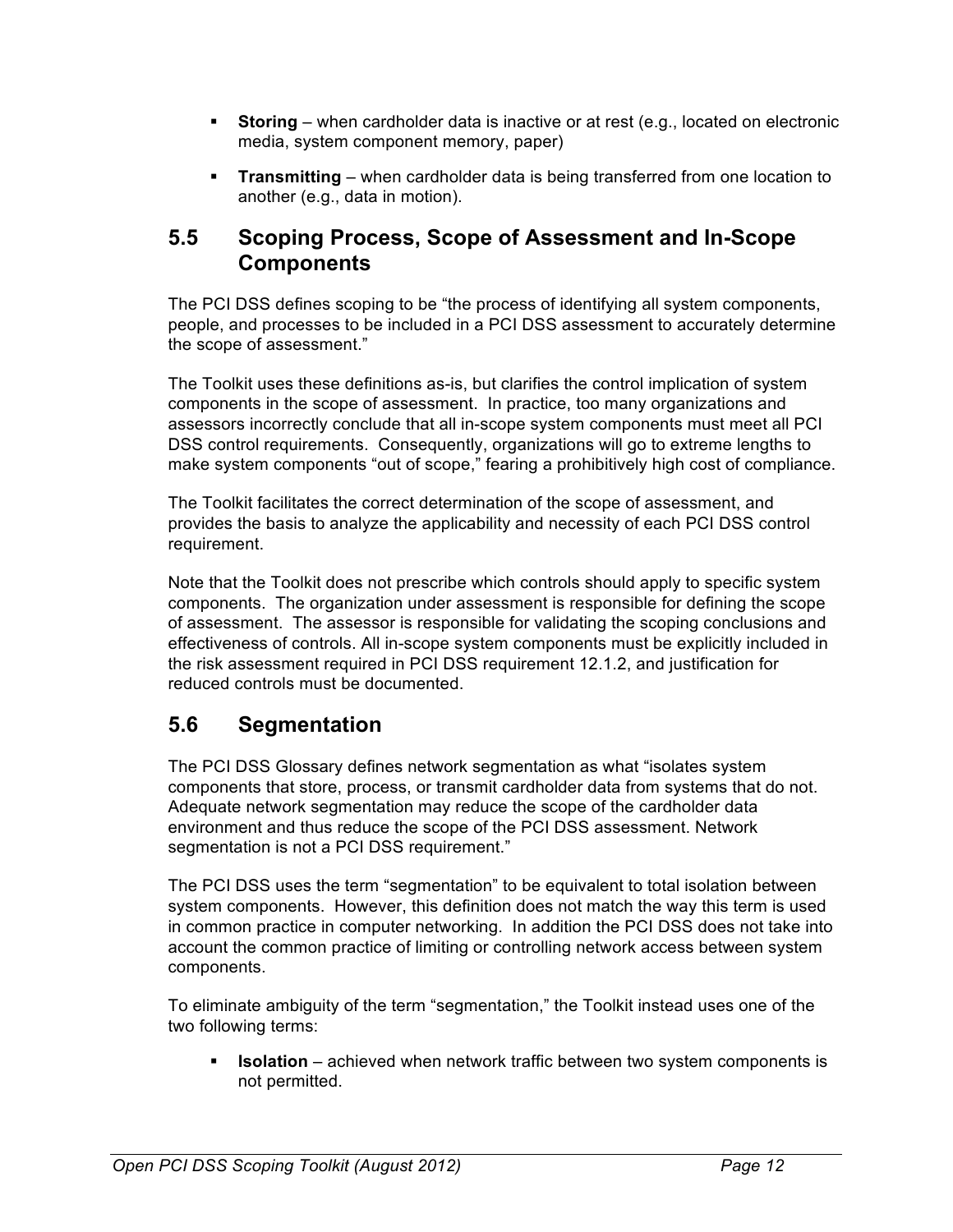- **Storing** – when cardholder data is inactive or at rest (e.g., located on electronic media, system component memory, paper)
- **Transmitting** – when cardholder data is being transferred from one location to another (e.g., data in motion).

## 5.5 Scoping Process, Scope of Assessment and In-Scope Components

The PCI DSS defines scoping to be "the process of identifying all system components, people, and processes to be included in a PCI DSS assessment to accurately determine the scope of assessment."

The Toolkit uses these definitions as-is, but clarifies the control implication of system components in the scope of assessment. In practice, too many organizations and assessors incorrectly conclude that all in-scope system components must meet all PCI DSS control requirements. Consequently, organizations will go to extreme lengths to make system components "out of scope," fearing a prohibitively high cost of compliance.

The Toolkit facilitates the correct determination of the scope of assessment, and provides the basis to analyze the applicability and necessity of each PCI DSS control requirement.

Note that the Toolkit does not prescribe which controls should apply to specific system components. The organization under assessment is responsible for defining the scope of assessment. The assessor is responsible for validating the scoping conclusions and effectiveness of controls. All in-scope system components must be explicitly included in the risk assessment required in PCI DSS requirement 12.1.2, and justification for reduced controls must be documented.

## 5.6 Segmentation

The PCI DSS Glossary defines network segmentation as what "isolates system components that store, process, or transmit cardholder data from systems that do not. Adequate network segmentation may reduce the scope of the cardholder data environment and thus reduce the scope of the PCI DSS assessment. Network segmentation is not a PCI DSS requirement."

The PCI DSS uses the term "segmentation" to be equivalent to total isolation between system components. However, this definition does not match the way this term is used in common practice in computer networking. In addition the PCI DSS does not take into account the common practice of limiting or controlling network access between system components.

To eliminate ambiguity of the term "segmentation," the Toolkit instead uses one of the two following terms:

- **Isolation** – achieved when network traffic between two system components is not permitted.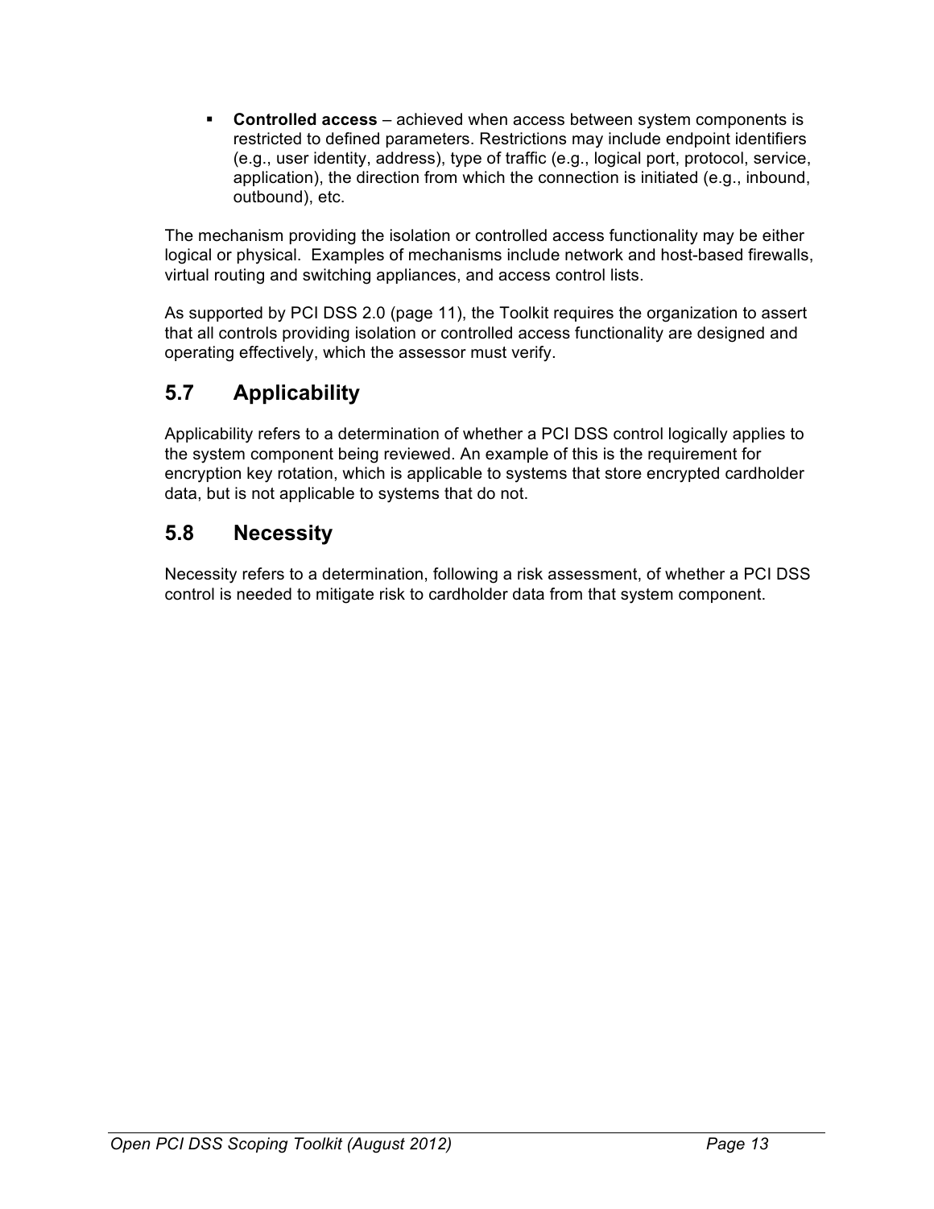- **Controlled access** – achieved when access between system components is restricted to defined parameters. Restrictions may include endpoint identifiers (e.g., user identity, address), type of traffic (e.g., logical port, protocol, service, application), the direction from which the connection is initiated (e.g., inbound, outbound), etc.

The mechanism providing the isolation or controlled access functionality may be either logical or physical. Examples of mechanisms include network and host-based firewalls, virtual routing and switching appliances, and access control lists.

As supported by PCI DSS 2.0 (page 11), the Toolkit requires the organization to assert that all controls providing isolation or controlled access functionality are designed and operating effectively, which the assessor must verify.

## 5.7 Applicability

Applicability refers to a determination of whether a PCI DSS control logically applies to the system component being reviewed. An example of this is the requirement for encryption key rotation, which is applicable to systems that store encrypted cardholder data, but is not applicable to systems that do not.

## 5.8 Necessity

Necessity refers to a determination, following a risk assessment, of whether a PCI DSS control is needed to mitigate risk to cardholder data from that system component.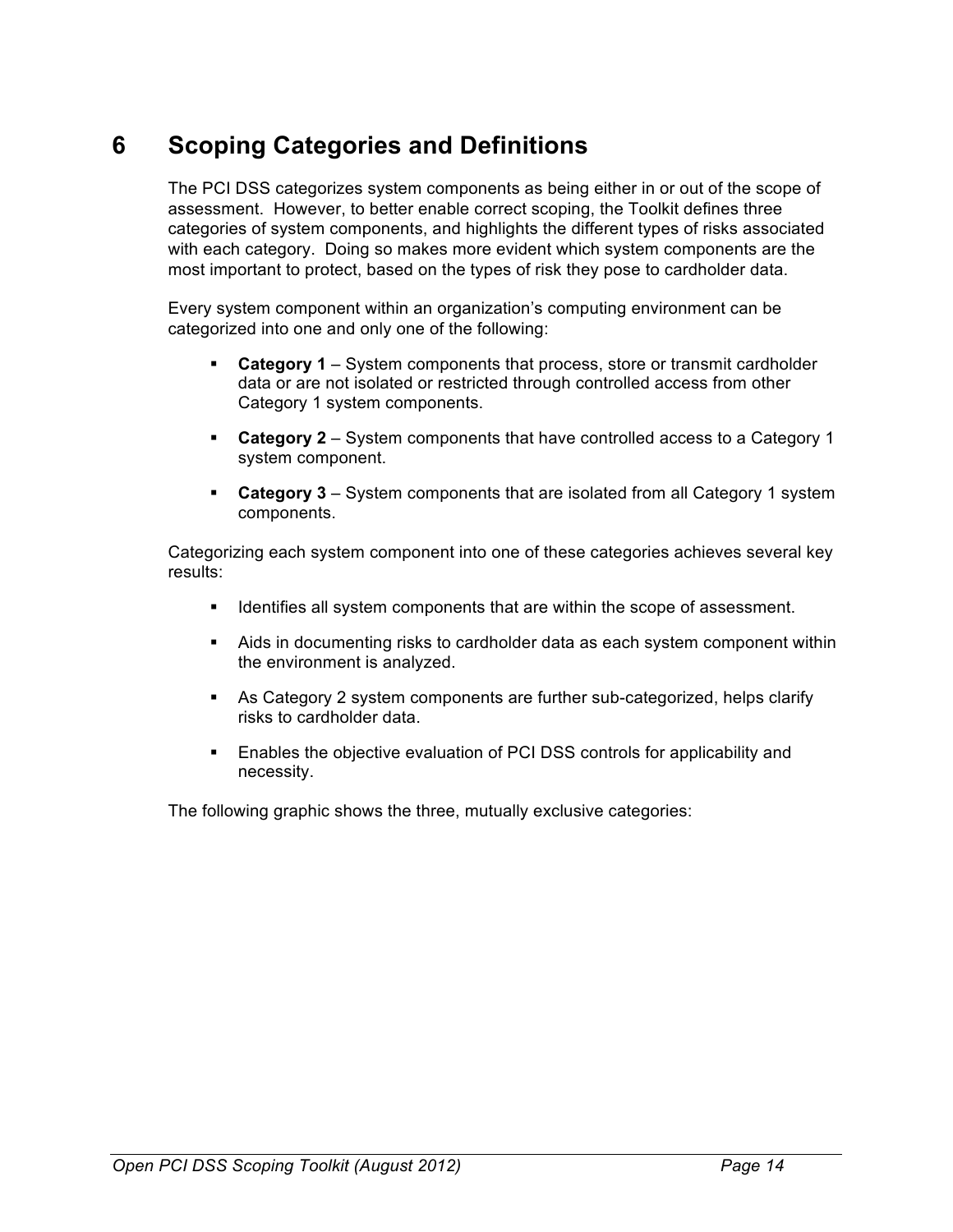# 6 Scoping Categories and Definitions

The PCI DSS categorizes system components as being either in or out of the scope of assessment. However, to better enable correct scoping, the Toolkit defines three categories of system components, and highlights the different types of risks associated with each category. Doing so makes more evident which system components are the most important to protect, based on the types of risk they pose to cardholder data.

Every system component within an organization's computing environment can be categorized into one and only one of the following:

- **Category 1** – System components that process, store or transmit cardholder data or are not isolated or restricted through controlled access from other Category 1 system components.
- **Category 2** – System components that have controlled access to a Category 1 system component.
- **Category 3** – System components that are isolated from all Category 1 system components.

Categorizing each system component into one of these categories achieves several key results:

- Identifies all system components that are within the scope of assessment.
- Aids in documenting risks to cardholder data as each system component within the environment is analyzed.
- As Category 2 system components are further sub-categorized, helps clarify risks to cardholder data.
- Enables the objective evaluation of PCI DSS controls for applicability and necessity.

The following graphic shows the three, mutually exclusive categories: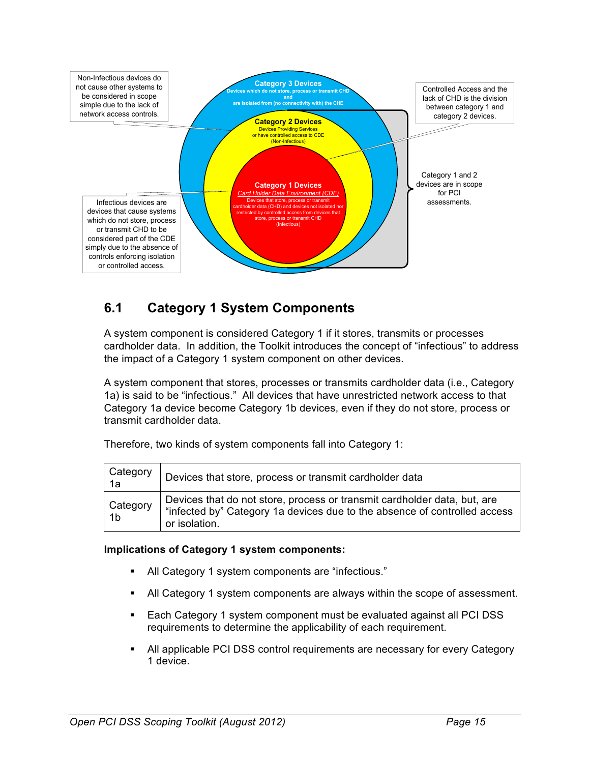Non-Infectious devices do not cause other systems to be considered in scope simple due to the lack of network access controls.

**Category 3 Devices**
Devices which do not store, process or transmit CHD and are isolated from (no connectivity with) the CHE

**Category 2 Devices**
Devices Providing Services or have controlled access to CDE (Non-Infectious)

**Category 1 Devices**
*Card Holder Data Environment (CDE)*
Devices that store, process or transmit cardholder data (CHD) and devices not isolated nor restricted by controlled access from devices that store, process or transmit CHD (Infectious)

Controlled Access and the lack of CHD is the division between category 1 and category 2 devices.

Category 1 and 2 devices are in scope for PCI assessments.

Infectious devices are devices that cause systems which do not store, process or transmit CHD to be considered part of the CDE simply due to the absence of controls enforcing isolation or controlled access.

## 6.1 Category 1 System Components

A system component is considered Category 1 if it stores, transmits or processes cardholder data. In addition, the Toolkit introduces the concept of "infectious" to address the impact of a Category 1 system component on other devices.

A system component that stores, processes or transmits cardholder data (i.e., Category 1a) is said to be "infectious." All devices that have unrestricted network access to that Category 1a device become Category 1b devices, even if they do not store, process or transmit cardholder data.

Therefore, two kinds of system components fall into Category 1:

| | |
|---|---|
| Category 1a | Devices that store, process or transmit cardholder data |
| Category 1b | Devices that do not store, process or transmit cardholder data, but, are "infected by" Category 1a devices due to the absence of controlled access or isolation. |

**Implications of Category 1 system components:**

- All Category 1 system components are "infectious."
- All Category 1 system components are always within the scope of assessment.
- Each Category 1 system component must be evaluated against all PCI DSS requirements to determine the applicability of each requirement.
- All applicable PCI DSS control requirements are necessary for every Category 1 device.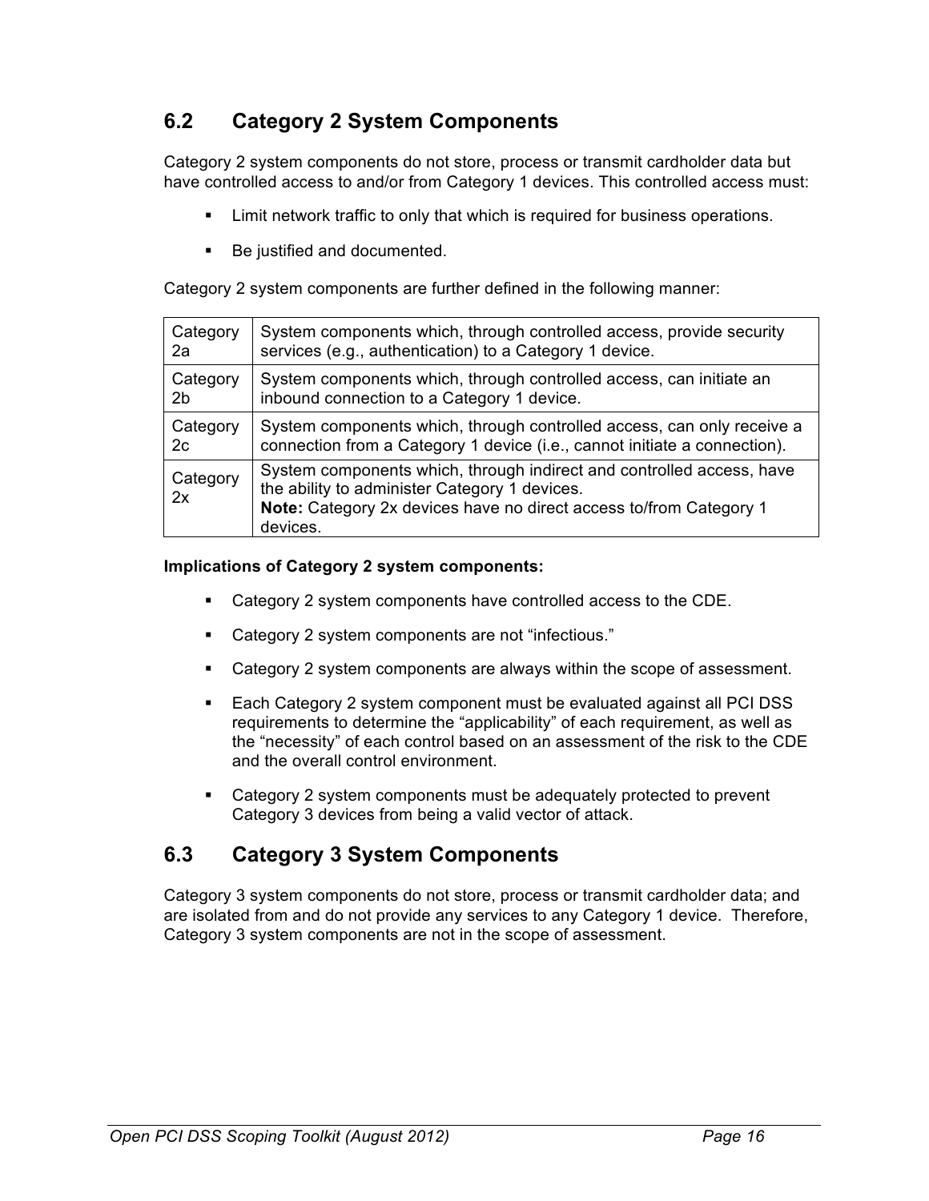## 6.2 Category 2 System Components

Category 2 system components do not store, process or transmit cardholder data but have controlled access to and/or from Category 1 devices. This controlled access must:

- Limit network traffic to only that which is required for business operations.
- Be justified and documented.

Category 2 system components are further defined in the following manner:

| | |
|---|---|
| Category 2a | System components which, through controlled access, provide security services (e.g., authentication) to a Category 1 device. |
| Category 2b | System components which, through controlled access, can initiate an inbound connection to a Category 1 device. |
| Category 2c | System components which, through controlled access, can only receive a connection from a Category 1 device (i.e., cannot initiate a connection). |
| Category 2x | System components which, through indirect and controlled access, have the ability to administer Category 1 devices.<br>**Note:** Category 2x devices have no direct access to/from Category 1 devices. |

**Implications of Category 2 system components:**

- Category 2 system components have controlled access to the CDE.
- Category 2 system components are not "infectious."
- Category 2 system components are always within the scope of assessment.
- Each Category 2 system component must be evaluated against all PCI DSS requirements to determine the "applicability" of each requirement, as well as the "necessity" of each control based on an assessment of the risk to the CDE and the overall control environment.
- Category 2 system components must be adequately protected to prevent Category 3 devices from being a valid vector of attack.

## 6.3 Category 3 System Components

Category 3 system components do not store, process or transmit cardholder data; and are isolated from and do not provide any services to any Category 1 device. Therefore, Category 3 system components are not in the scope of assessment.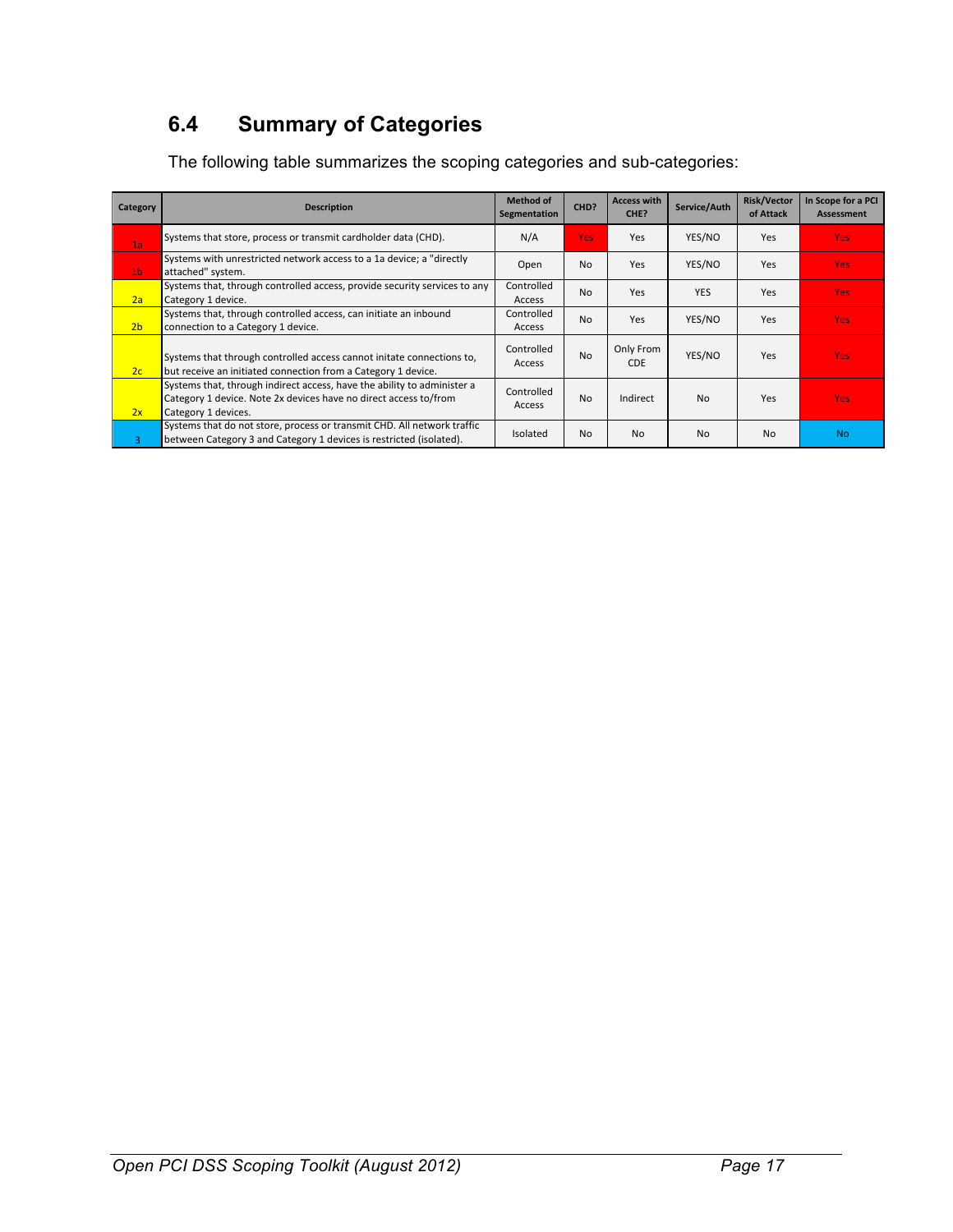## 6.4 Summary of Categories

The following table summarizes the scoping categories and sub-categories:

| Category | Description | Method of Segmentation | CHD? | Access with CHE? | Service/Auth | Risk/Vector of Attack | In Scope for a PCI Assessment |
|---|---|---|---|---|---|---|---|
| 1a | Systems that store, process or transmit cardholder data (CHD). | N/A | Yes | Yes | YES/NO | Yes | Yes |
| 1b | Systems with unrestricted network access to a 1a device; a "directly attached" system. | Open | No | Yes | YES/NO | Yes | Yes |
| 2a | Systems that, through controlled access, provide security services to any Category 1 device. | Controlled Access | No | Yes | YES | Yes | Yes |
| 2b | Systems that, through controlled access, can initiate an inbound connection to a Category 1 device. | Controlled Access | No | Yes | YES/NO | Yes | Yes |
| 2c | Systems that through controlled access cannot initate connections to, but receive an initiated connection from a Category 1 device. | Controlled Access | No | Only From CDE | YES/NO | Yes | Yes |
| 2x | Systems that, through indirect access, have the ability to administer a Category 1 device. Note 2x devices have no direct access to/from Category 1 devices. | Controlled Access | No | Indirect | No | Yes | Yes |
| 3 | Systems that do not store, process or transmit CHD. All network traffic between Category 3 and Category 1 devices is restricted (isolated). | Isolated | No | No | No | No | No |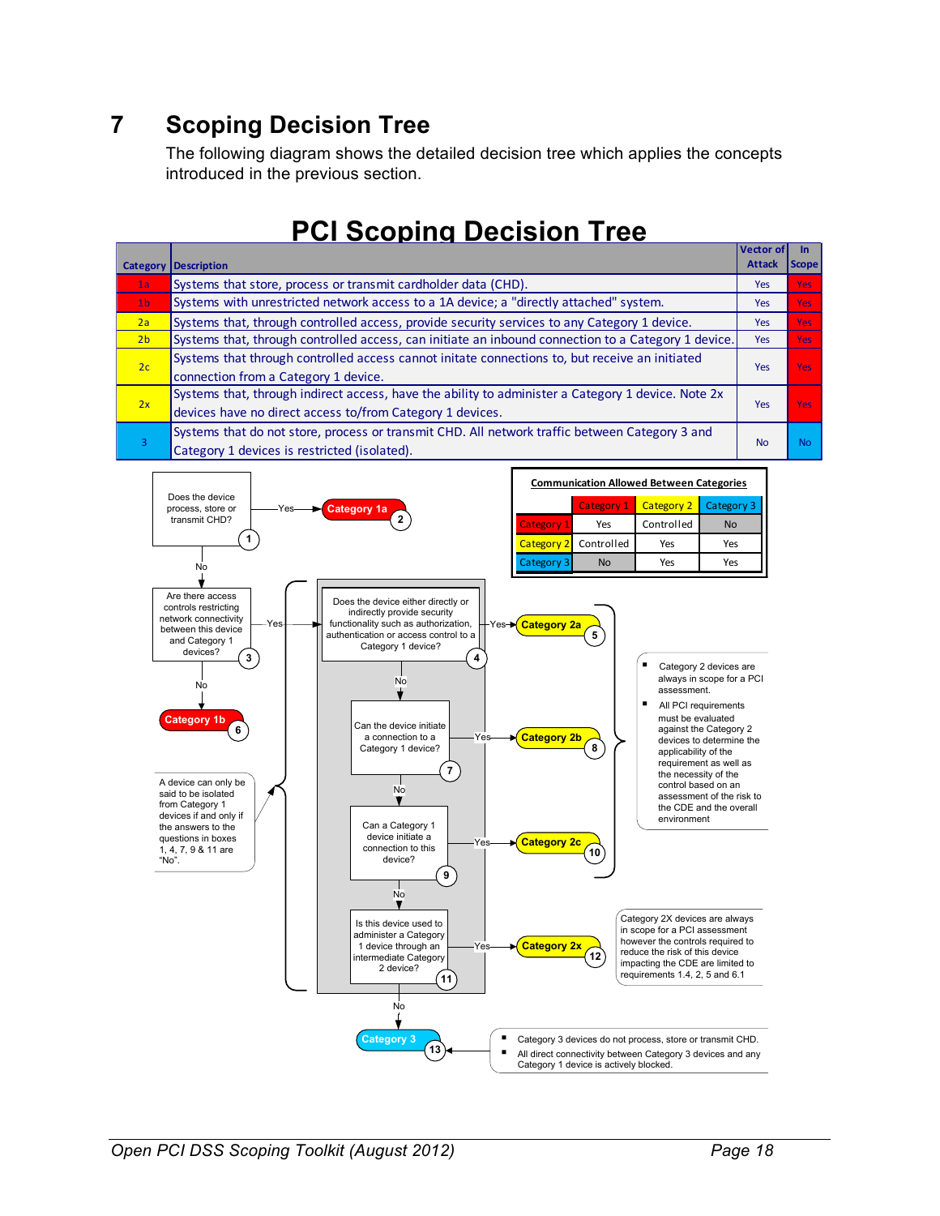# 7 Scoping Decision Tree

The following diagram shows the detailed decision tree which applies the concepts introduced in the previous section.

## PCI Scoping Decision Tree

| Category | Description | Vector of Attack | In Scope |
|---|---|---|---|
| 1a | Systems that store, process or transmit cardholder data (CHD). | Yes | Yes |
| 1b | Systems with unrestricted network access to a 1A device; a "directly attached" system. | Yes | Yes |
| 2a | Systems that, through controlled access, provide security services to any Category 1 device. | Yes | Yes |
| 2b | Systems that, through controlled access, can initiate an inbound connection to a Category 1 device. | Yes | Yes |
| 2c | Systems that through controlled access cannot initate connections to, but receive an initiated connection from a Category 1 device. | Yes | Yes |
| 2x | Systems that, through indirect access, have the ability to administer a Category 1 device. Note 2x devices have no direct access to/from Category 1 devices. | Yes | Yes |
| 3 | Systems that do not store, process or transmit CHD. All network traffic between Category 3 and Category 1 devices is restricted (isolated). | No | No |

**Communication Allowed Between Categories**

| | Category 1 | Category 2 | Category 3 |
|---|---|---|---|
| Category 1 | Yes | Controlled | No |
| Category 2 | Controlled | Yes | Yes |
| Category 3 | No | Yes | Yes |

1. Does the device process, store or transmit CHD? — Yes → Category 1a (2); No → 3
3. Are there access controls restricting network connectivity between this device and Category 1 devices? — No → Category 1b (6); Yes → 4
4. Does the device either directly or indirectly provide security functionality such as authorization, authentication or access control to a Category 1 device? — Yes → Category 2a (5); No → 7
7. Can the device initiate a connection to a Category 1 device? — Yes → Category 2b (8); No → 9
9. Can a Category 1 device initiate a connection to this device? — Yes → Category 2c (10); No → 11
11. Is this device used to administer a Category 1 device through an intermediate Category 2 device? — Yes → Category 2x (12); No → Category 3 (13)

A device can only be said to be isolated from Category 1 devices if and only if the answers to the questions in boxes 1, 4, 7, 9 & 11 are "No".

- Category 2 devices are always in scope for a PCI assessment.
- All PCI requirements must be evaluated against the Category 2 devices to determine the applicability of the requirement as well as the necessity of the control based on an assessment of the risk to the CDE and the overall environment

Category 2X devices are always in scope for a PCI assessment however the controls required to reduce the risk of this device impacting the CDE are limited to requirements 1.4, 2, 5 and 6.1

- Category 3 devices do not process, store or transmit CHD.
- All direct connectivity between Category 3 devices and any Category 1 device is actively blocked.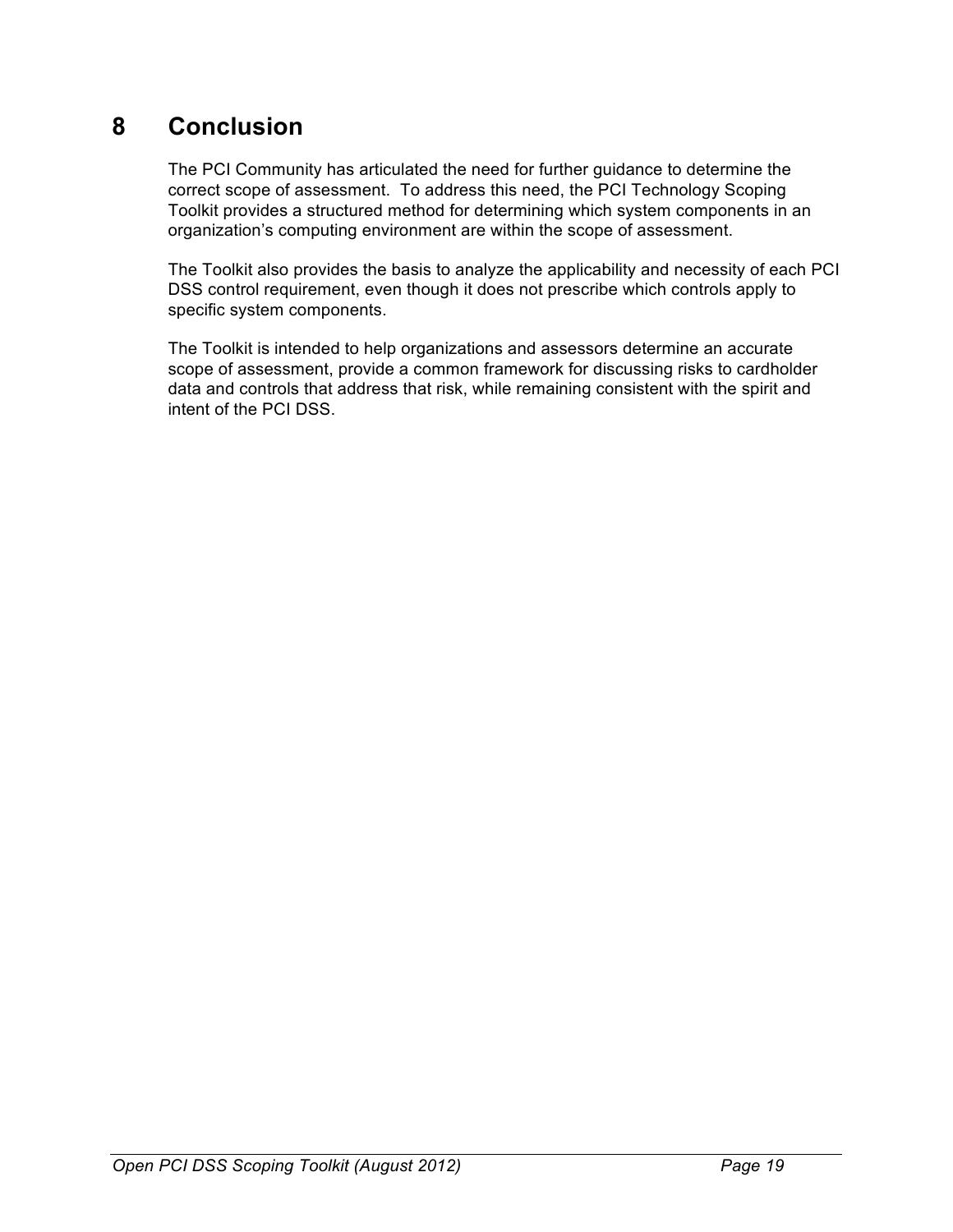# 8 Conclusion

The PCI Community has articulated the need for further guidance to determine the correct scope of assessment. To address this need, the PCI Technology Scoping Toolkit provides a structured method for determining which system components in an organization's computing environment are within the scope of assessment.

The Toolkit also provides the basis to analyze the applicability and necessity of each PCI DSS control requirement, even though it does not prescribe which controls apply to specific system components.

The Toolkit is intended to help organizations and assessors determine an accurate scope of assessment, provide a common framework for discussing risks to cardholder data and controls that address that risk, while remaining consistent with the spirit and intent of the PCI DSS.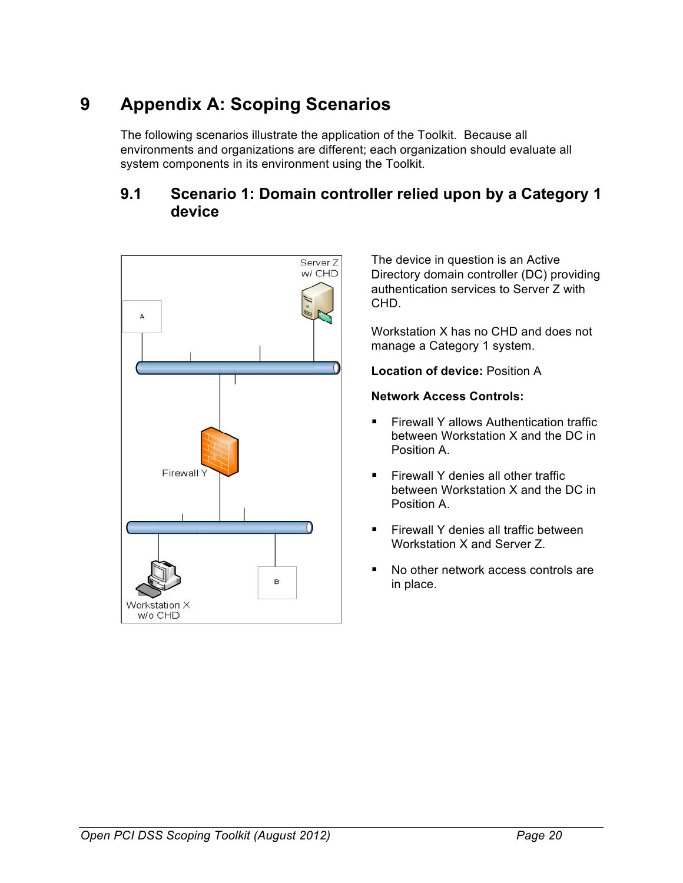# 9 Appendix A: Scoping Scenarios

The following scenarios illustrate the application of the Toolkit. Because all environments and organizations are different; each organization should evaluate all system components in its environment using the Toolkit.

## 9.1 Scenario 1: Domain controller relied upon by a Category 1 device

The device in question is an Active Directory domain controller (DC) providing authentication services to Server Z with CHD.

Workstation X has no CHD and does not manage a Category 1 system.

**Location of device:** Position A

**Network Access Controls:**

- Firewall Y allows Authentication traffic between Workstation X and the DC in Position A.
- Firewall Y denies all other traffic between Workstation X and the DC in Position A.
- Firewall Y denies all traffic between Workstation X and Server Z.
- No other network access controls are in place.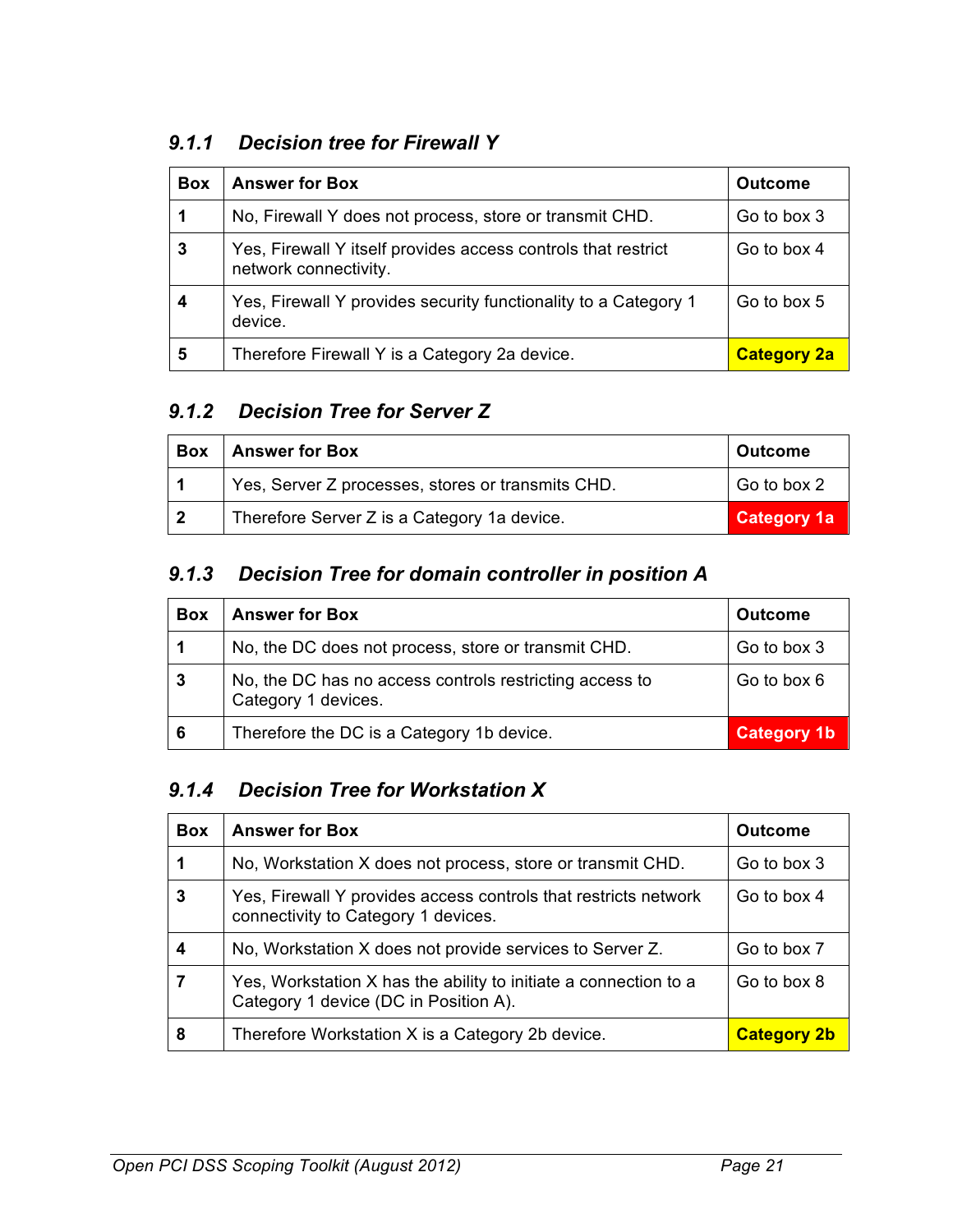### *9.1.1 Decision tree for Firewall Y*

| Box | Answer for Box | Outcome |
|---|---|---|
| **1** | No, Firewall Y does not process, store or transmit CHD. | Go to box 3 |
| **3** | Yes, Firewall Y itself provides access controls that restrict network connectivity. | Go to box 4 |
| **4** | Yes, Firewall Y provides security functionality to a Category 1 device. | Go to box 5 |
| **5** | Therefore Firewall Y is a Category 2a device. | **Category 2a** |

### *9.1.2 Decision Tree for Server Z*

| Box | Answer for Box | Outcome |
|---|---|---|
| **1** | Yes, Server Z processes, stores or transmits CHD. | Go to box 2 |
| **2** | Therefore Server Z is a Category 1a device. | **Category 1a** |

### *9.1.3 Decision Tree for domain controller in position A*

| Box | Answer for Box | Outcome |
|---|---|---|
| **1** | No, the DC does not process, store or transmit CHD. | Go to box 3 |
| **3** | No, the DC has no access controls restricting access to Category 1 devices. | Go to box 6 |
| **6** | Therefore the DC is a Category 1b device. | **Category 1b** |

### *9.1.4 Decision Tree for Workstation X*

| Box | Answer for Box | Outcome |
|---|---|---|
| **1** | No, Workstation X does not process, store or transmit CHD. | Go to box 3 |
| **3** | Yes, Firewall Y provides access controls that restricts network connectivity to Category 1 devices. | Go to box 4 |
| **4** | No, Workstation X does not provide services to Server Z. | Go to box 7 |
| **7** | Yes, Workstation X has the ability to initiate a connection to a Category 1 device (DC in Position A). | Go to box 8 |
| **8** | Therefore Workstation X is a Category 2b device. | **Category 2b** |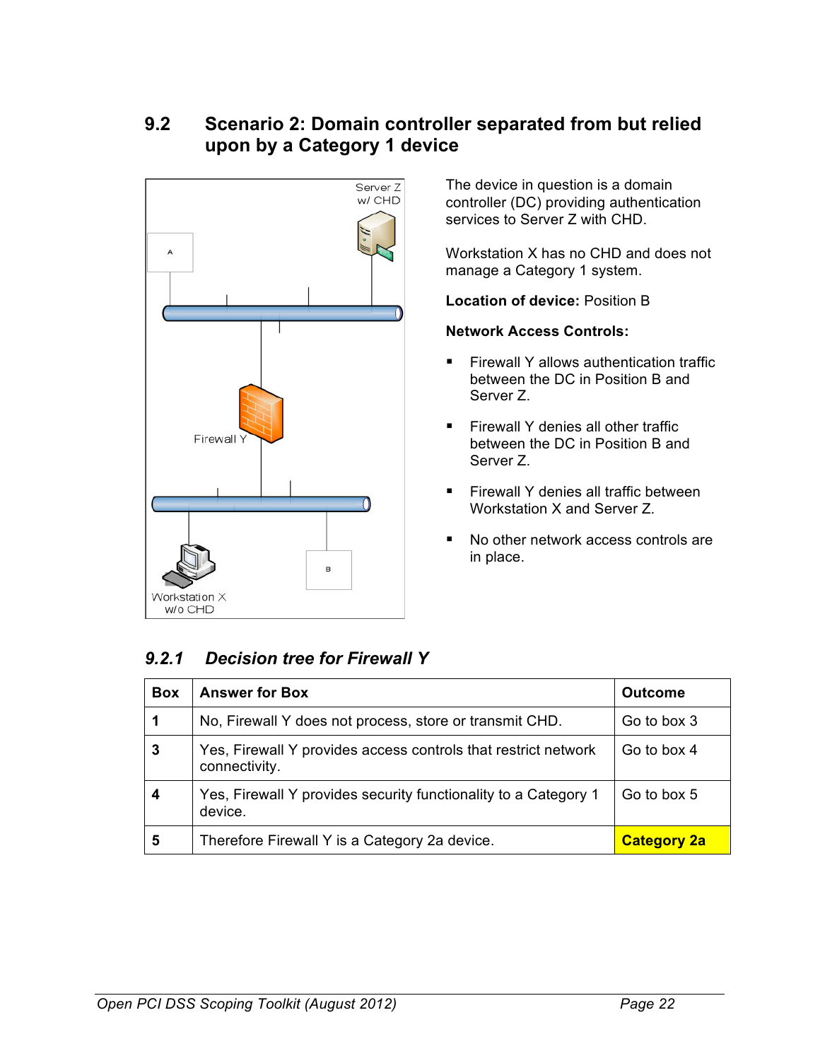## 9.2 Scenario 2: Domain controller separated from but relied upon by a Category 1 device

The device in question is a domain controller (DC) providing authentication services to Server Z with CHD.

Workstation X has no CHD and does not manage a Category 1 system.

**Location of device:** Position B

**Network Access Controls:**

- Firewall Y allows authentication traffic between the DC in Position B and Server Z.
- Firewall Y denies all other traffic between the DC in Position B and Server Z.
- Firewall Y denies all traffic between Workstation X and Server Z.
- No other network access controls are in place.

### *9.2.1 Decision tree for Firewall Y*

| Box | Answer for Box | Outcome |
|---|---|---|
| 1 | No, Firewall Y does not process, store or transmit CHD. | Go to box 3 |
| 3 | Yes, Firewall Y provides access controls that restrict network connectivity. | Go to box 4 |
| 4 | Yes, Firewall Y provides security functionality to a Category 1 device. | Go to box 5 |
| 5 | Therefore Firewall Y is a Category 2a device. | **Category 2a** |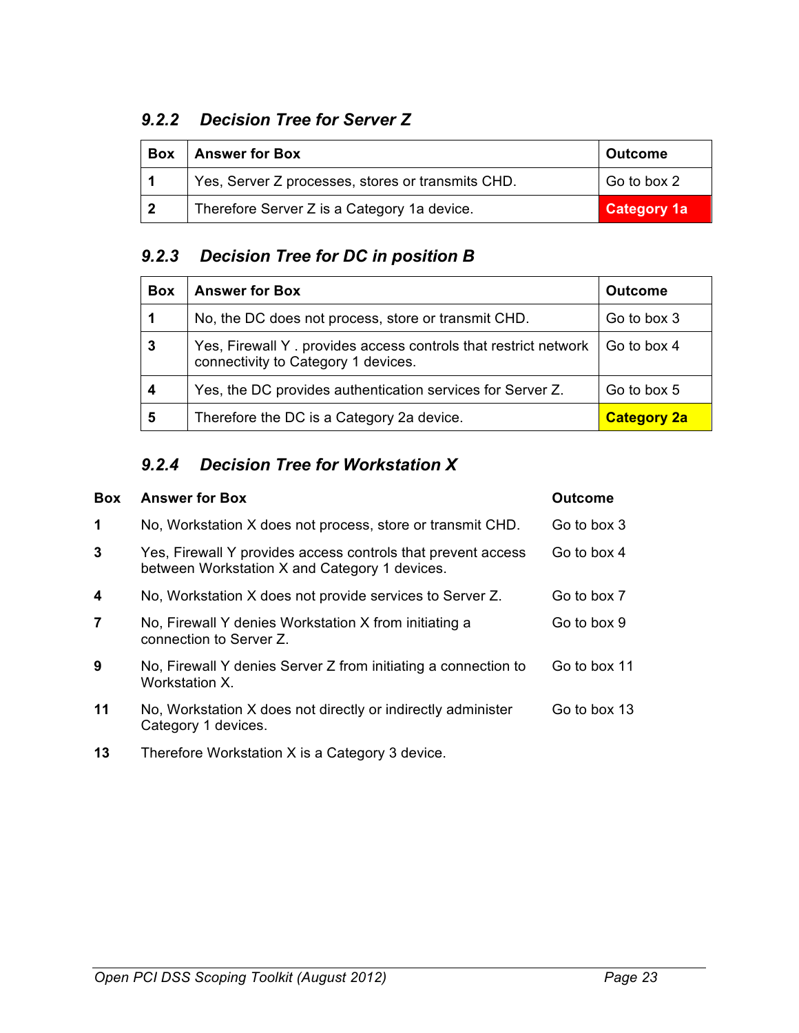### *9.2.2 Decision Tree for Server Z*

| Box | Answer for Box | Outcome |
|---|---|---|
| 1 | Yes, Server Z processes, stores or transmits CHD. | Go to box 2 |
| 2 | Therefore Server Z is a Category 1a device. | **Category 1a** |

### *9.2.3 Decision Tree for DC in position B*

| Box | Answer for Box | Outcome |
|---|---|---|
| 1 | No, the DC does not process, store or transmit CHD. | Go to box 3 |
| 3 | Yes, Firewall Y . provides access controls that restrict network connectivity to Category 1 devices. | Go to box 4 |
| 4 | Yes, the DC provides authentication services for Server Z. | Go to box 5 |
| 5 | Therefore the DC is a Category 2a device. | **Category 2a** |

### *9.2.4 Decision Tree for Workstation X*

| Box | Answer for Box | Outcome |
|---|---|---|
| 1 | No, Workstation X does not process, store or transmit CHD. | Go to box 3 |
| 3 | Yes, Firewall Y provides access controls that prevent access between Workstation X and Category 1 devices. | Go to box 4 |
| 4 | No, Workstation X does not provide services to Server Z. | Go to box 7 |
| 7 | No, Firewall Y denies Workstation X from initiating a connection to Server Z. | Go to box 9 |
| 9 | No, Firewall Y denies Server Z from initiating a connection to Workstation X. | Go to box 11 |
| 11 | No, Workstation X does not directly or indirectly administer Category 1 devices. | Go to box 13 |
| 13 | Therefore Workstation X is a Category 3 device. | |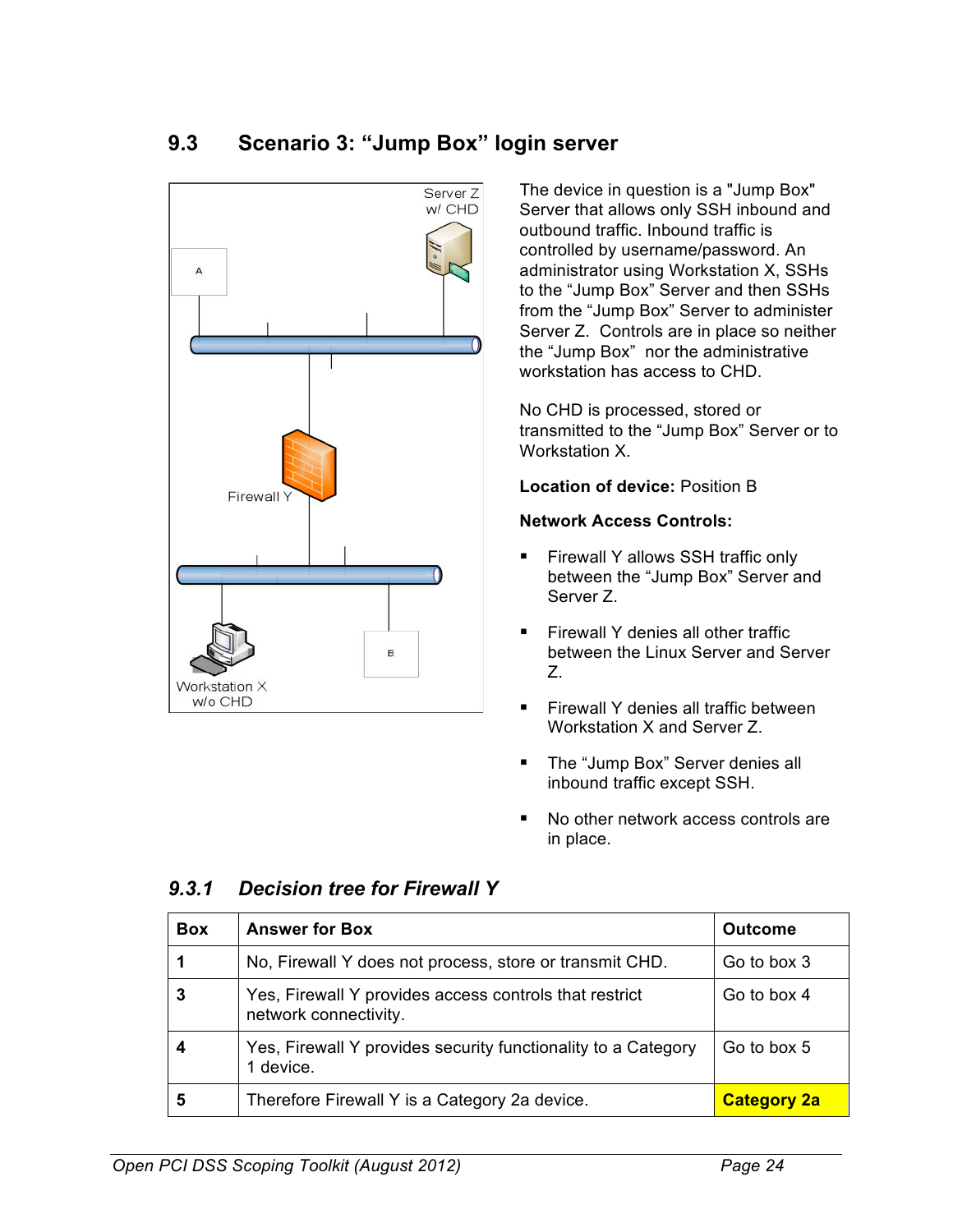## 9.3 Scenario 3: "Jump Box" login server

The device in question is a "Jump Box" Server that allows only SSH inbound and outbound traffic. Inbound traffic is controlled by username/password. An administrator using Workstation X, SSHs to the "Jump Box" Server and then SSHs from the "Jump Box" Server to administer Server Z. Controls are in place so neither the "Jump Box" nor the administrative workstation has access to CHD.

No CHD is processed, stored or transmitted to the "Jump Box" Server or to Workstation X.

**Location of device:** Position B

**Network Access Controls:**

- Firewall Y allows SSH traffic only between the "Jump Box" Server and Server Z.
- Firewall Y denies all other traffic between the Linux Server and Server Z.
- Firewall Y denies all traffic between Workstation X and Server Z.
- The "Jump Box" Server denies all inbound traffic except SSH.
- No other network access controls are in place.

### *9.3.1 Decision tree for Firewall Y*

| Box | Answer for Box | Outcome |
|---|---|---|
| 1 | No, Firewall Y does not process, store or transmit CHD. | Go to box 3 |
| 3 | Yes, Firewall Y provides access controls that restrict network connectivity. | Go to box 4 |
| 4 | Yes, Firewall Y provides security functionality to a Category 1 device. | Go to box 5 |
| 5 | Therefore Firewall Y is a Category 2a device. | **Category 2a** |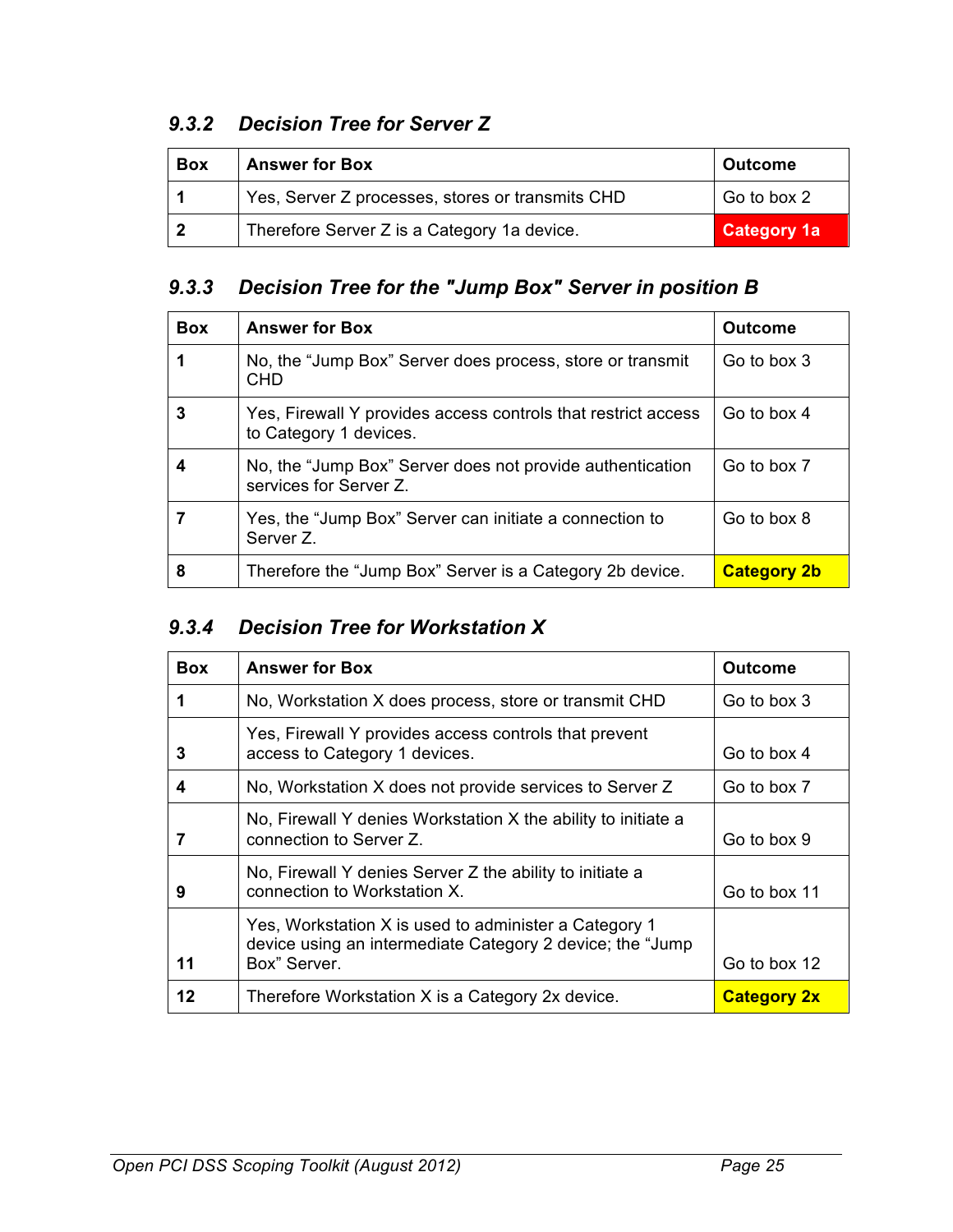### *9.3.2 Decision Tree for Server Z*

| Box | Answer for Box | Outcome |
|---|---|---|
| **1** | Yes, Server Z processes, stores or transmits CHD | Go to box 2 |
| **2** | Therefore Server Z is a Category 1a device. | **Category 1a** |

### *9.3.3 Decision Tree for the "Jump Box" Server in position B*

| Box | Answer for Box | Outcome |
|---|---|---|
| **1** | No, the "Jump Box" Server does process, store or transmit CHD | Go to box 3 |
| **3** | Yes, Firewall Y provides access controls that restrict access to Category 1 devices. | Go to box 4 |
| **4** | No, the "Jump Box" Server does not provide authentication services for Server Z. | Go to box 7 |
| **7** | Yes, the "Jump Box" Server can initiate a connection to Server Z. | Go to box 8 |
| **8** | Therefore the "Jump Box" Server is a Category 2b device. | **Category 2b** |

### *9.3.4 Decision Tree for Workstation X*

| Box | Answer for Box | Outcome |
|---|---|---|
| **1** | No, Workstation X does process, store or transmit CHD | Go to box 3 |
| **3** | Yes, Firewall Y provides access controls that prevent access to Category 1 devices. | Go to box 4 |
| **4** | No, Workstation X does not provide services to Server Z | Go to box 7 |
| **7** | No, Firewall Y denies Workstation X the ability to initiate a connection to Server Z. | Go to box 9 |
| **9** | No, Firewall Y denies Server Z the ability to initiate a connection to Workstation X. | Go to box 11 |
| **11** | Yes, Workstation X is used to administer a Category 1 device using an intermediate Category 2 device; the "Jump Box" Server. | Go to box 12 |
| **12** | Therefore Workstation X is a Category 2x device. | **Category 2x** |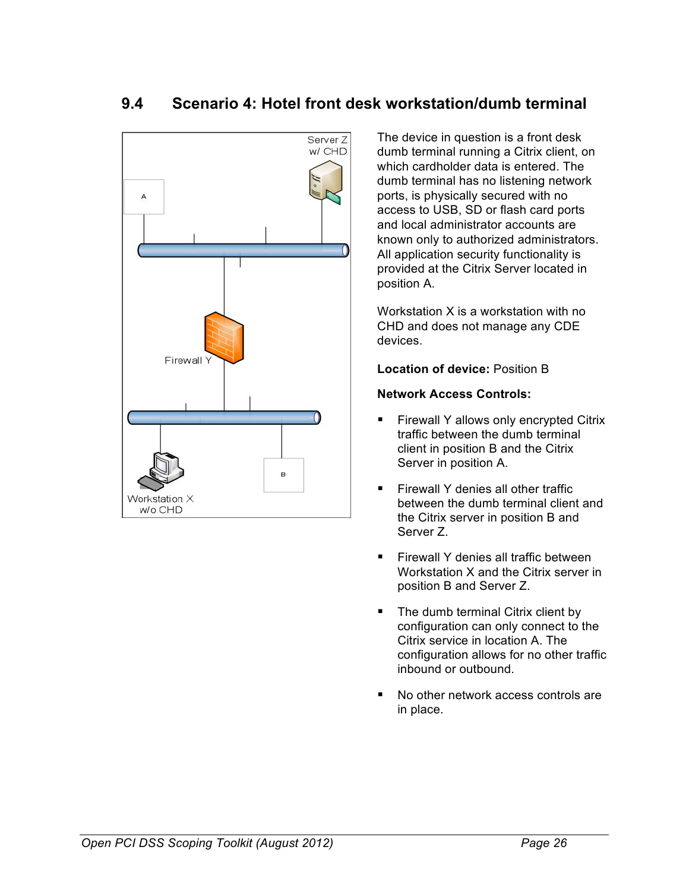## 9.4 Scenario 4: Hotel front desk workstation/dumb terminal

The device in question is a front desk dumb terminal running a Citrix client, on which cardholder data is entered. The dumb terminal has no listening network ports, is physically secured with no access to USB, SD or flash card ports and local administrator accounts are known only to authorized administrators. All application security functionality is provided at the Citrix Server located in position A.

Workstation X is a workstation with no CHD and does not manage any CDE devices.

**Location of device:** Position B

**Network Access Controls:**

- Firewall Y allows only encrypted Citrix traffic between the dumb terminal client in position B and the Citrix Server in position A.
- Firewall Y denies all other traffic between the dumb terminal client and the Citrix server in position B and Server Z.
- Firewall Y denies all traffic between Workstation X and the Citrix server in position B and Server Z.
- The dumb terminal Citrix client by configuration can only connect to the Citrix service in location A. The configuration allows for no other traffic inbound or outbound.
- No other network access controls are in place.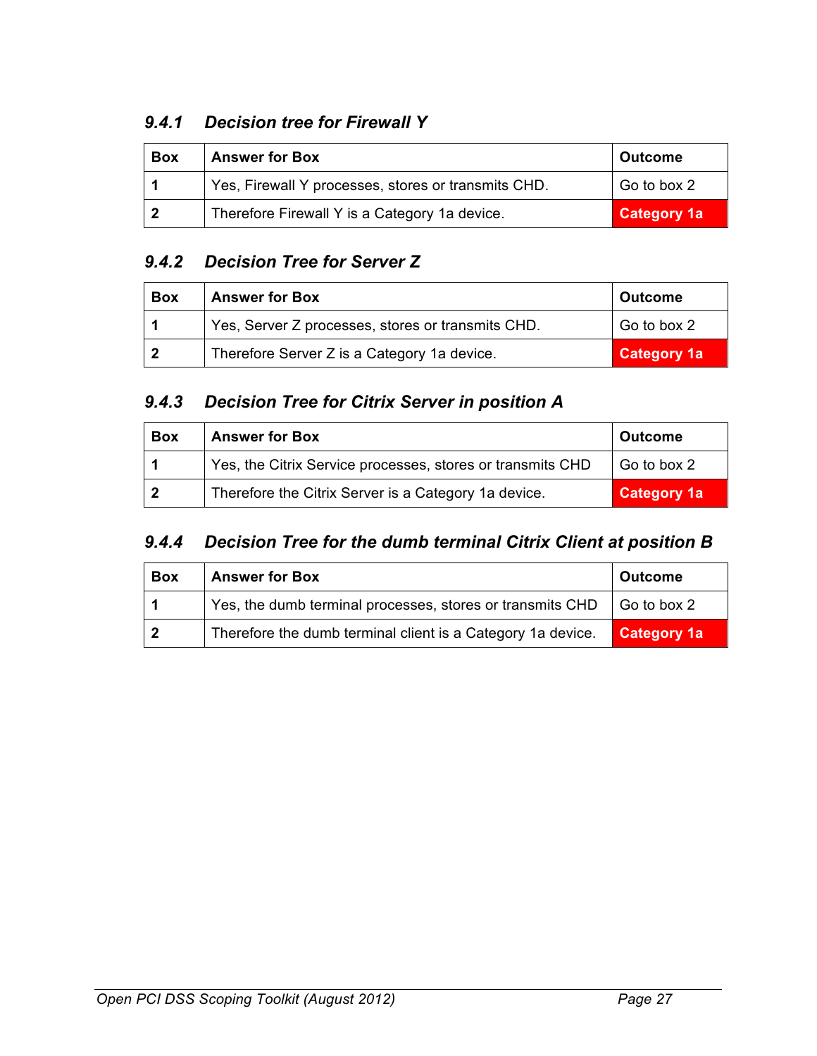### *9.4.1 Decision tree for Firewall Y*

| Box | Answer for Box | Outcome |
|---|---|---|
| **1** | Yes, Firewall Y processes, stores or transmits CHD. | Go to box 2 |
| **2** | Therefore Firewall Y is a Category 1a device. | **Category 1a** |

### *9.4.2 Decision Tree for Server Z*

| Box | Answer for Box | Outcome |
|---|---|---|
| **1** | Yes, Server Z processes, stores or transmits CHD. | Go to box 2 |
| **2** | Therefore Server Z is a Category 1a device. | **Category 1a** |

### *9.4.3 Decision Tree for Citrix Server in position A*

| Box | Answer for Box | Outcome |
|---|---|---|
| **1** | Yes, the Citrix Service processes, stores or transmits CHD | Go to box 2 |
| **2** | Therefore the Citrix Server is a Category 1a device. | **Category 1a** |

### *9.4.4 Decision Tree for the dumb terminal Citrix Client at position B*

| Box | Answer for Box | Outcome |
|---|---|---|
| **1** | Yes, the dumb terminal processes, stores or transmits CHD | Go to box 2 |
| **2** | Therefore the dumb terminal client is a Category 1a device. | **Category 1a** |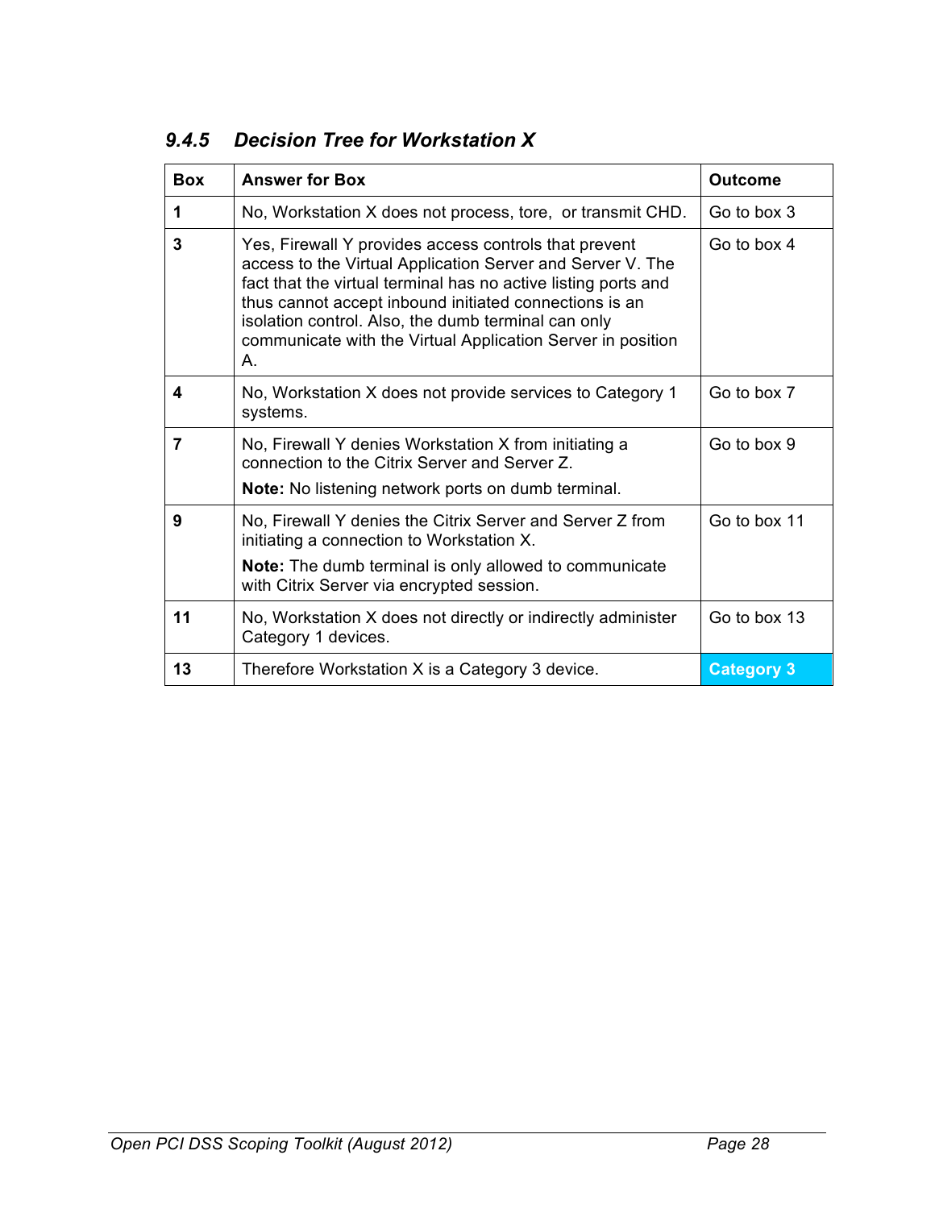### *9.4.5 Decision Tree for Workstation X*

| Box | Answer for Box | Outcome |
|---|---|---|
| **1** | No, Workstation X does not process, tore, or transmit CHD. | Go to box 3 |
| **3** | Yes, Firewall Y provides access controls that prevent access to the Virtual Application Server and Server V. The fact that the virtual terminal has no active listing ports and thus cannot accept inbound initiated connections is an isolation control. Also, the dumb terminal can only communicate with the Virtual Application Server in position A. | Go to box 4 |
| **4** | No, Workstation X does not provide services to Category 1 systems. | Go to box 7 |
| **7** | No, Firewall Y denies Workstation X from initiating a connection to the Citrix Server and Server Z.<br>**Note:** No listening network ports on dumb terminal. | Go to box 9 |
| **9** | No, Firewall Y denies the Citrix Server and Server Z from initiating a connection to Workstation X.<br>**Note:** The dumb terminal is only allowed to communicate with Citrix Server via encrypted session. | Go to box 11 |
| **11** | No, Workstation X does not directly or indirectly administer Category 1 devices. | Go to box 13 |
| **13** | Therefore Workstation X is a Category 3 device. | **Category 3** |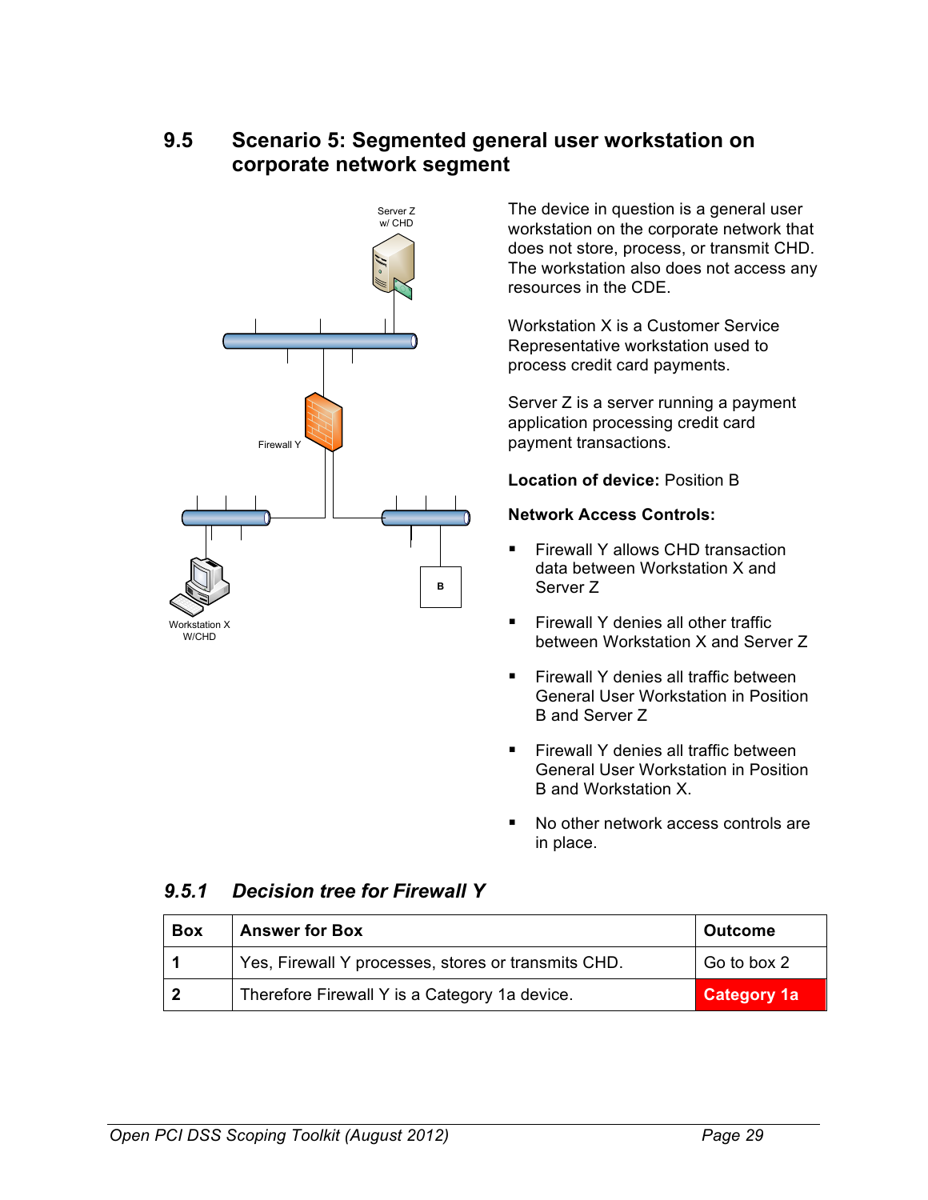## 9.5 Scenario 5: Segmented general user workstation on corporate network segment

The device in question is a general user workstation on the corporate network that does not store, process, or transmit CHD. The workstation also does not access any resources in the CDE.

Workstation X is a Customer Service Representative workstation used to process credit card payments.

Server Z is a server running a payment application processing credit card payment transactions.

**Location of device:** Position B

**Network Access Controls:**

- Firewall Y allows CHD transaction data between Workstation X and Server Z
- Firewall Y denies all other traffic between Workstation X and Server Z
- Firewall Y denies all traffic between General User Workstation in Position B and Server Z
- Firewall Y denies all traffic between General User Workstation in Position B and Workstation X.
- No other network access controls are in place.

### *9.5.1 Decision tree for Firewall Y*

| **Box** | **Answer for Box** | **Outcome** |
|---|---|---|
| **1** | Yes, Firewall Y processes, stores or transmits CHD. | Go to box 2 |
| **2** | Therefore Firewall Y is a Category 1a device. | **Category 1a** |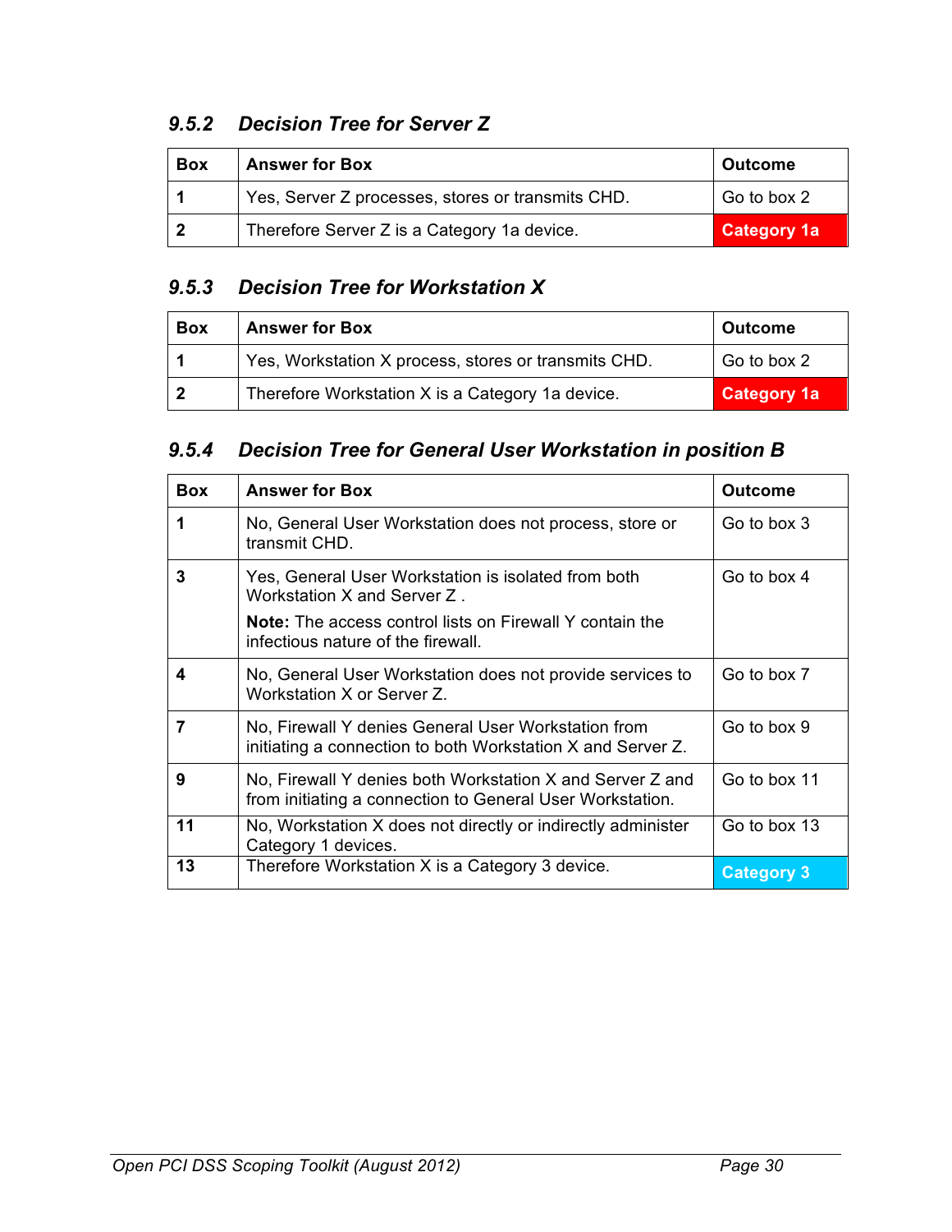### 9.5.2 *Decision Tree for Server Z*

| Box | Answer for Box | Outcome |
|---|---|---|
| **1** | Yes, Server Z processes, stores or transmits CHD. | Go to box 2 |
| **2** | Therefore Server Z is a Category 1a device. | **Category 1a** |

### 9.5.3 *Decision Tree for Workstation X*

| Box | Answer for Box | Outcome |
|---|---|---|
| **1** | Yes, Workstation X process, stores or transmits CHD. | Go to box 2 |
| **2** | Therefore Workstation X is a Category 1a device. | **Category 1a** |

### 9.5.4 *Decision Tree for General User Workstation in position B*

| Box | Answer for Box | Outcome |
|---|---|---|
| **1** | No, General User Workstation does not process, store or transmit CHD. | Go to box 3 |
| **3** | Yes, General User Workstation is isolated from both Workstation X and Server Z .<br>**Note:** The access control lists on Firewall Y contain the infectious nature of the firewall. | Go to box 4 |
| **4** | No, General User Workstation does not provide services to Workstation X or Server Z. | Go to box 7 |
| **7** | No, Firewall Y denies General User Workstation from initiating a connection to both Workstation X and Server Z. | Go to box 9 |
| **9** | No, Firewall Y denies both Workstation X and Server Z and from initiating a connection to General User Workstation. | Go to box 11 |
| **11** | No, Workstation X does not directly or indirectly administer Category 1 devices. | Go to box 13 |
| **13** | Therefore Workstation X is a Category 3 device. | **Category 3** |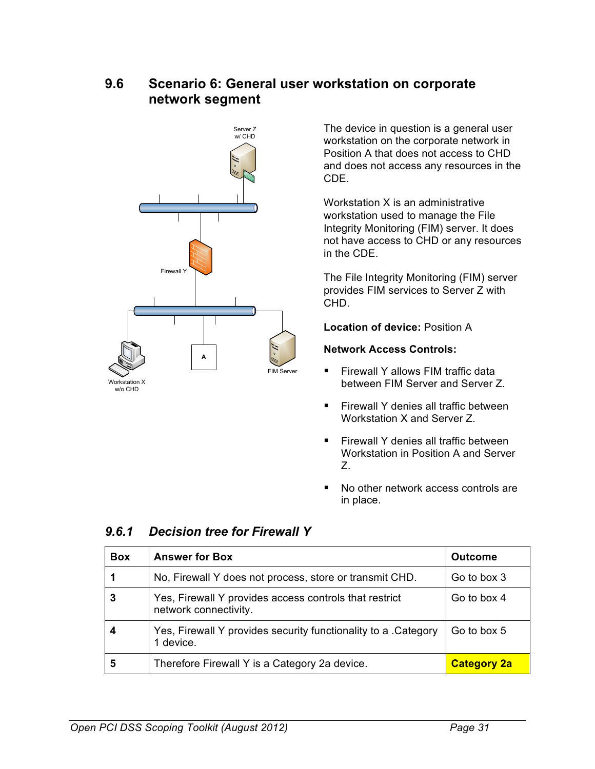## 9.6 Scenario 6: General user workstation on corporate network segment

Server Z w/ CHD

Firewall Y

A

Workstation X w/o CHD

FIM Server

The device in question is a general user workstation on the corporate network in Position A that does not access to CHD and does not access any resources in the CDE.

Workstation X is an administrative workstation used to manage the File Integrity Monitoring (FIM) server. It does not have access to CHD or any resources in the CDE.

The File Integrity Monitoring (FIM) server provides FIM services to Server Z with CHD.

**Location of device:** Position A

**Network Access Controls:**

- Firewall Y allows FIM traffic data between FIM Server and Server Z.
- Firewall Y denies all traffic between Workstation X and Server Z.
- Firewall Y denies all traffic between Workstation in Position A and Server Z.
- No other network access controls are in place.

### *9.6.1 Decision tree for Firewall Y*

| Box | Answer for Box | Outcome |
|---|---|---|
| **1** | No, Firewall Y does not process, store or transmit CHD. | Go to box 3 |
| **3** | Yes, Firewall Y provides access controls that restrict network connectivity. | Go to box 4 |
| **4** | Yes, Firewall Y provides security functionality to a .Category 1 device. | Go to box 5 |
| **5** | Therefore Firewall Y is a Category 2a device. | **Category 2a** |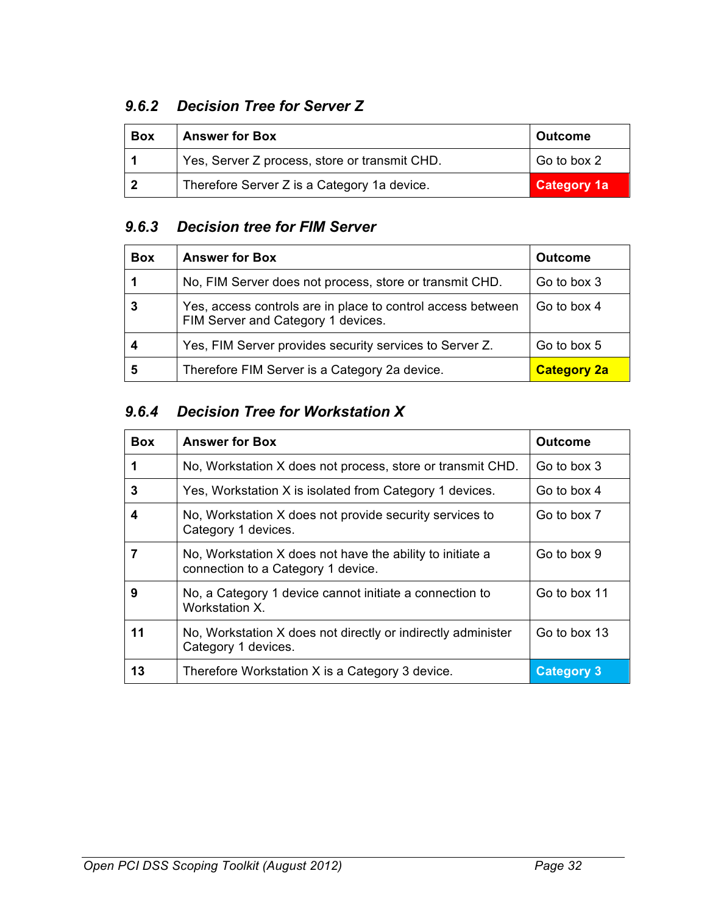### *9.6.2 Decision Tree for Server Z*

| Box | Answer for Box | Outcome |
|---|---|---|
| **1** | Yes, Server Z process, store or transmit CHD. | Go to box 2 |
| **2** | Therefore Server Z is a Category 1a device. | **Category 1a** |

### *9.6.3 Decision tree for FIM Server*

| Box | Answer for Box | Outcome |
|---|---|---|
| **1** | No, FIM Server does not process, store or transmit CHD. | Go to box 3 |
| **3** | Yes, access controls are in place to control access between FIM Server and Category 1 devices. | Go to box 4 |
| **4** | Yes, FIM Server provides security services to Server Z. | Go to box 5 |
| **5** | Therefore FIM Server is a Category 2a device. | **Category 2a** |

### *9.6.4 Decision Tree for Workstation X*

| Box | Answer for Box | Outcome |
|---|---|---|
| **1** | No, Workstation X does not process, store or transmit CHD. | Go to box 3 |
| **3** | Yes, Workstation X is isolated from Category 1 devices. | Go to box 4 |
| **4** | No, Workstation X does not provide security services to Category 1 devices. | Go to box 7 |
| **7** | No, Workstation X does not have the ability to initiate a connection to a Category 1 device. | Go to box 9 |
| **9** | No, a Category 1 device cannot initiate a connection to Workstation X. | Go to box 11 |
| **11** | No, Workstation X does not directly or indirectly administer Category 1 devices. | Go to box 13 |
| **13** | Therefore Workstation X is a Category 3 device. | **Category 3** |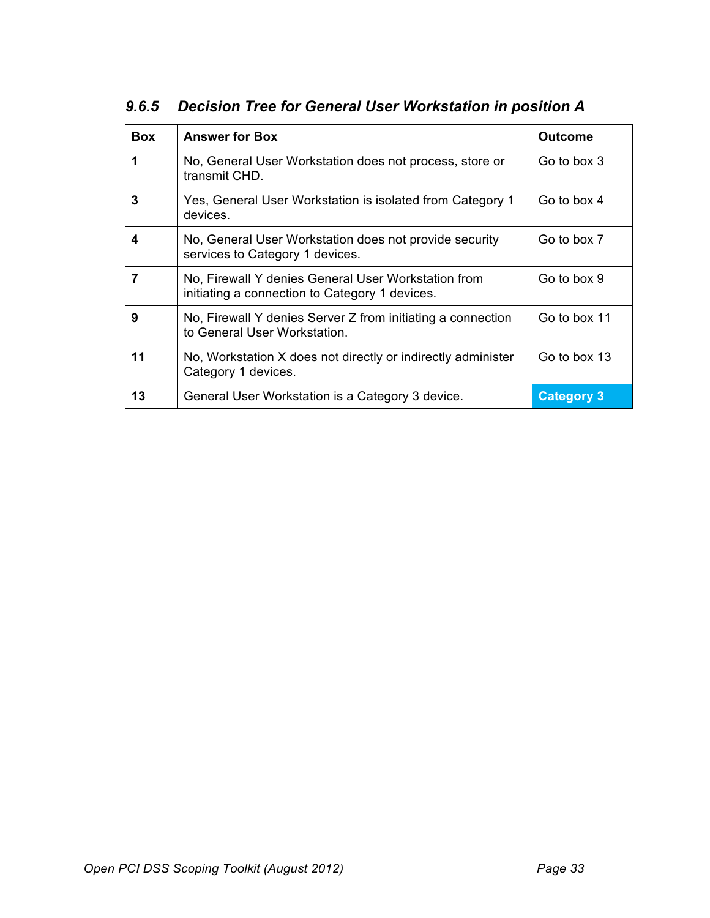### *9.6.5 Decision Tree for General User Workstation in position A*

| Box | Answer for Box | Outcome |
| --- | --- | --- |
| **1** | No, General User Workstation does not process, store or transmit CHD. | Go to box 3 |
| **3** | Yes, General User Workstation is isolated from Category 1 devices. | Go to box 4 |
| **4** | No, General User Workstation does not provide security services to Category 1 devices. | Go to box 7 |
| **7** | No, Firewall Y denies General User Workstation from initiating a connection to Category 1 devices. | Go to box 9 |
| **9** | No, Firewall Y denies Server Z from initiating a connection to General User Workstation. | Go to box 11 |
| **11** | No, Workstation X does not directly or indirectly administer Category 1 devices. | Go to box 13 |
| **13** | General User Workstation is a Category 3 device. | **Category 3** |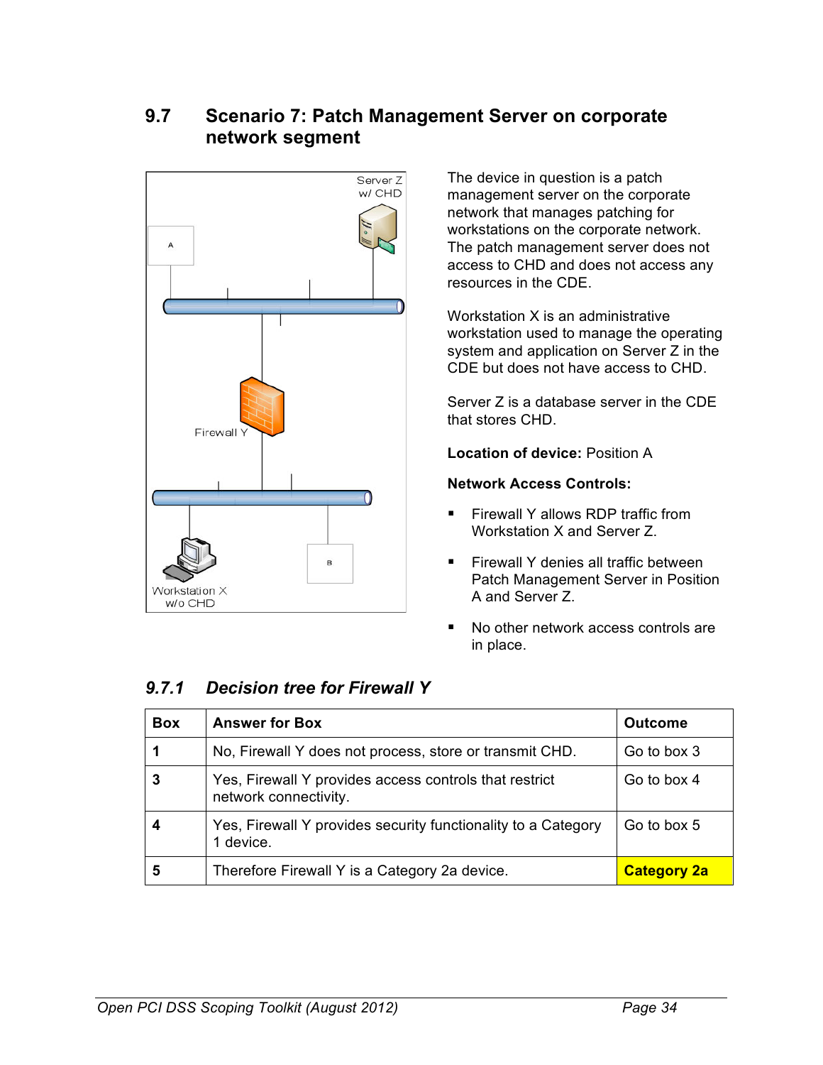## 9.7 Scenario 7: Patch Management Server on corporate network segment

The device in question is a patch management server on the corporate network that manages patching for workstations on the corporate network. The patch management server does not access to CHD and does not access any resources in the CDE.

Workstation X is an administrative workstation used to manage the operating system and application on Server Z in the CDE but does not have access to CHD.

Server Z is a database server in the CDE that stores CHD.

**Location of device:** Position A

**Network Access Controls:**

- Firewall Y allows RDP traffic from Workstation X and Server Z.
- Firewall Y denies all traffic between Patch Management Server in Position A and Server Z.
- No other network access controls are in place.

### *9.7.1 Decision tree for Firewall Y*

| Box | Answer for Box | Outcome |
|---|---|---|
| 1 | No, Firewall Y does not process, store or transmit CHD. | Go to box 3 |
| 3 | Yes, Firewall Y provides access controls that restrict network connectivity. | Go to box 4 |
| 4 | Yes, Firewall Y provides security functionality to a Category 1 device. | Go to box 5 |
| 5 | Therefore Firewall Y is a Category 2a device. | **Category 2a** |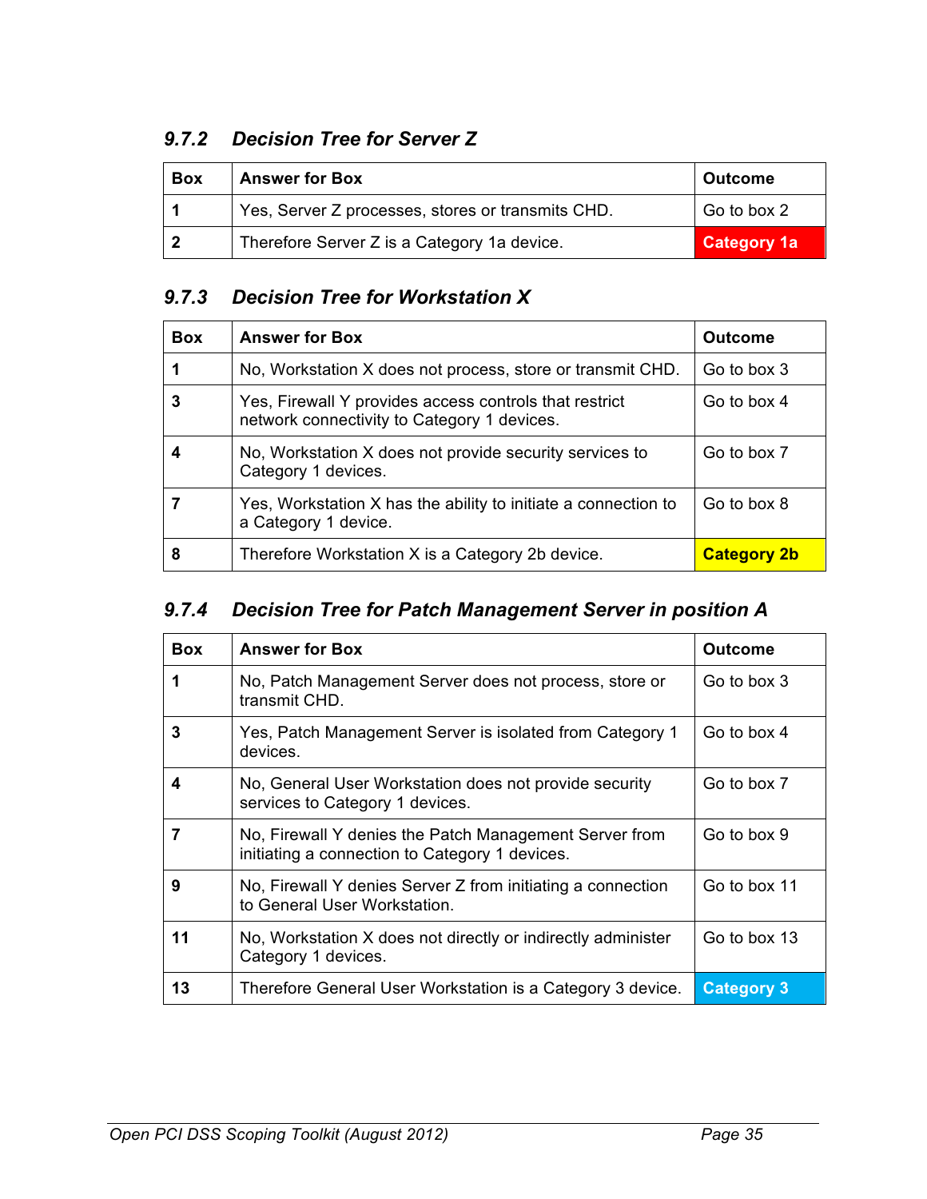### 9.7.2 *Decision Tree for Server Z*

| Box | Answer for Box | Outcome |
|---|---|---|
| **1** | Yes, Server Z processes, stores or transmits CHD. | Go to box 2 |
| **2** | Therefore Server Z is a Category 1a device. | **Category 1a** |

### 9.7.3 *Decision Tree for Workstation X*

| Box | Answer for Box | Outcome |
|---|---|---|
| **1** | No, Workstation X does not process, store or transmit CHD. | Go to box 3 |
| **3** | Yes, Firewall Y provides access controls that restrict network connectivity to Category 1 devices. | Go to box 4 |
| **4** | No, Workstation X does not provide security services to Category 1 devices. | Go to box 7 |
| **7** | Yes, Workstation X has the ability to initiate a connection to a Category 1 device. | Go to box 8 |
| **8** | Therefore Workstation X is a Category 2b device. | **Category 2b** |

### 9.7.4 *Decision Tree for Patch Management Server in position A*

| Box | Answer for Box | Outcome |
|---|---|---|
| **1** | No, Patch Management Server does not process, store or transmit CHD. | Go to box 3 |
| **3** | Yes, Patch Management Server is isolated from Category 1 devices. | Go to box 4 |
| **4** | No, General User Workstation does not provide security services to Category 1 devices. | Go to box 7 |
| **7** | No, Firewall Y denies the Patch Management Server from initiating a connection to Category 1 devices. | Go to box 9 |
| **9** | No, Firewall Y denies Server Z from initiating a connection to General User Workstation. | Go to box 11 |
| **11** | No, Workstation X does not directly or indirectly administer Category 1 devices. | Go to box 13 |
| **13** | Therefore General User Workstation is a Category 3 device. | **Category 3** |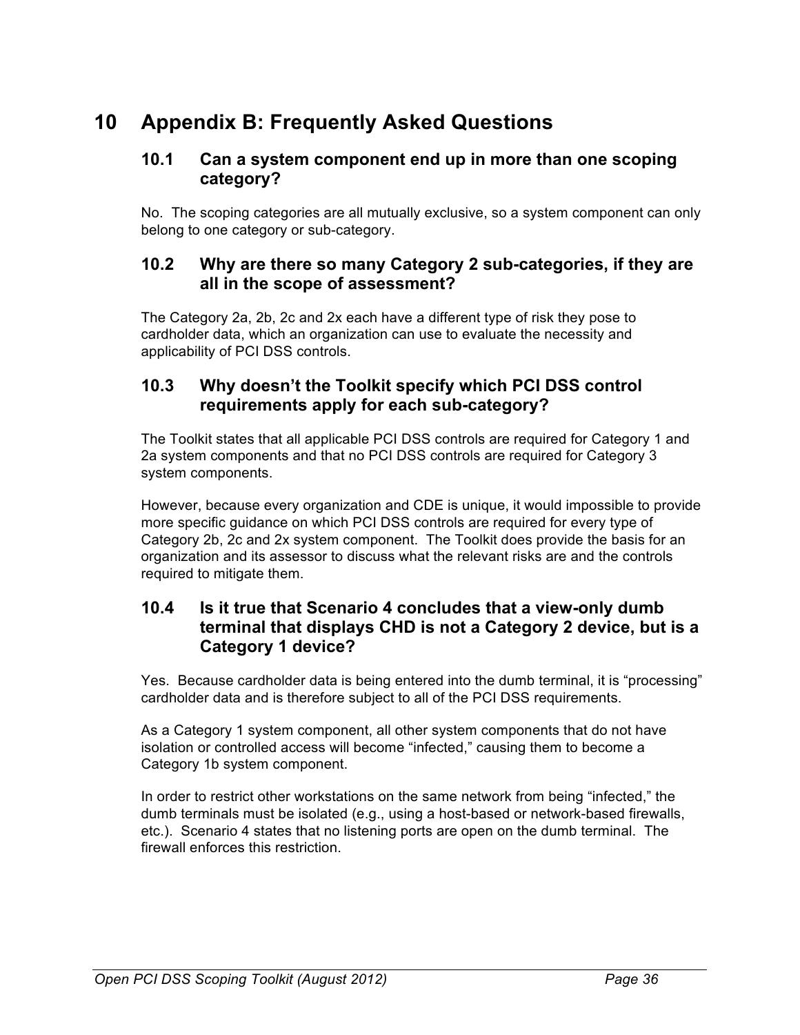# 10 Appendix B: Frequently Asked Questions

## 10.1 Can a system component end up in more than one scoping category?

No. The scoping categories are all mutually exclusive, so a system component can only belong to one category or sub-category.

## 10.2 Why are there so many Category 2 sub-categories, if they are all in the scope of assessment?

The Category 2a, 2b, 2c and 2x each have a different type of risk they pose to cardholder data, which an organization can use to evaluate the necessity and applicability of PCI DSS controls.

## 10.3 Why doesn't the Toolkit specify which PCI DSS control requirements apply for each sub-category?

The Toolkit states that all applicable PCI DSS controls are required for Category 1 and 2a system components and that no PCI DSS controls are required for Category 3 system components.

However, because every organization and CDE is unique, it would impossible to provide more specific guidance on which PCI DSS controls are required for every type of Category 2b, 2c and 2x system component. The Toolkit does provide the basis for an organization and its assessor to discuss what the relevant risks are and the controls required to mitigate them.

## 10.4 Is it true that Scenario 4 concludes that a view-only dumb terminal that displays CHD is not a Category 2 device, but is a Category 1 device?

Yes. Because cardholder data is being entered into the dumb terminal, it is "processing" cardholder data and is therefore subject to all of the PCI DSS requirements.

As a Category 1 system component, all other system components that do not have isolation or controlled access will become "infected," causing them to become a Category 1b system component.

In order to restrict other workstations on the same network from being "infected," the dumb terminals must be isolated (e.g., using a host-based or network-based firewalls, etc.). Scenario 4 states that no listening ports are open on the dumb terminal. The firewall enforces this restriction.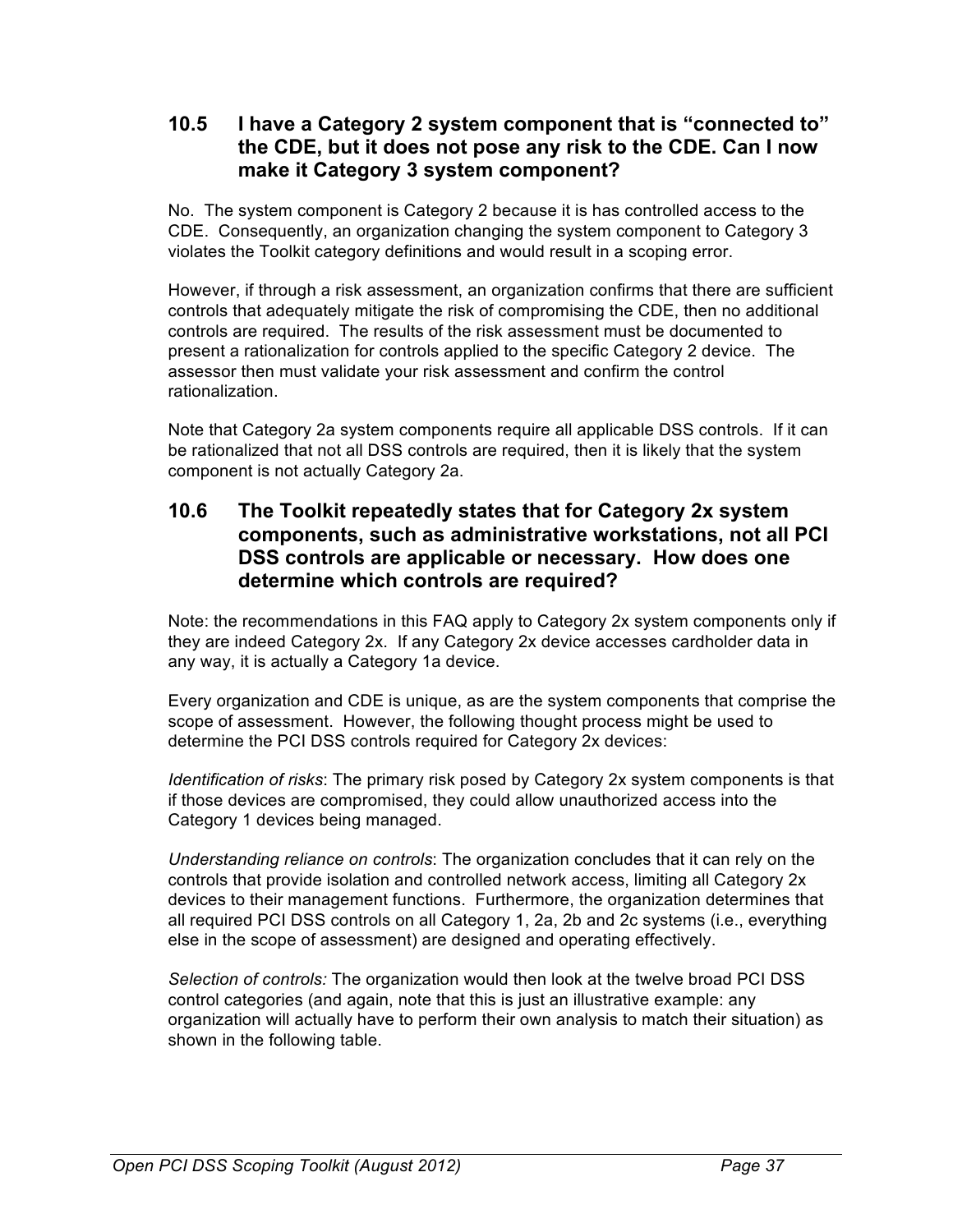## 10.5 I have a Category 2 system component that is "connected to" the CDE, but it does not pose any risk to the CDE. Can I now make it Category 3 system component?

No. The system component is Category 2 because it is has controlled access to the CDE. Consequently, an organization changing the system component to Category 3 violates the Toolkit category definitions and would result in a scoping error.

However, if through a risk assessment, an organization confirms that there are sufficient controls that adequately mitigate the risk of compromising the CDE, then no additional controls are required. The results of the risk assessment must be documented to present a rationalization for controls applied to the specific Category 2 device. The assessor then must validate your risk assessment and confirm the control rationalization.

Note that Category 2a system components require all applicable DSS controls. If it can be rationalized that not all DSS controls are required, then it is likely that the system component is not actually Category 2a.

## 10.6 The Toolkit repeatedly states that for Category 2x system components, such as administrative workstations, not all PCI DSS controls are applicable or necessary. How does one determine which controls are required?

Note: the recommendations in this FAQ apply to Category 2x system components only if they are indeed Category 2x. If any Category 2x device accesses cardholder data in any way, it is actually a Category 1a device.

Every organization and CDE is unique, as are the system components that comprise the scope of assessment. However, the following thought process might be used to determine the PCI DSS controls required for Category 2x devices:

*Identification of risks*: The primary risk posed by Category 2x system components is that if those devices are compromised, they could allow unauthorized access into the Category 1 devices being managed.

*Understanding reliance on controls*: The organization concludes that it can rely on the controls that provide isolation and controlled network access, limiting all Category 2x devices to their management functions. Furthermore, the organization determines that all required PCI DSS controls on all Category 1, 2a, 2b and 2c systems (i.e., everything else in the scope of assessment) are designed and operating effectively.

*Selection of controls:* The organization would then look at the twelve broad PCI DSS control categories (and again, note that this is just an illustrative example: any organization will actually have to perform their own analysis to match their situation) as shown in the following table.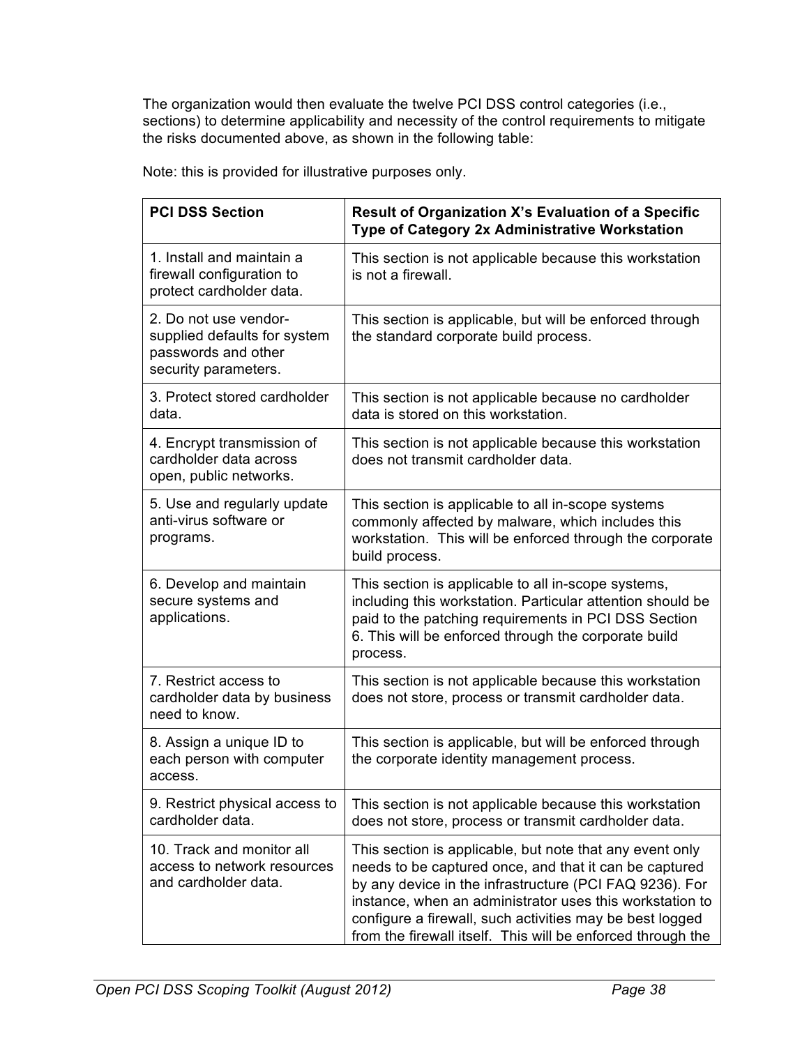The organization would then evaluate the twelve PCI DSS control categories (i.e., sections) to determine applicability and necessity of the control requirements to mitigate the risks documented above, as shown in the following table:

Note: this is provided for illustrative purposes only.

| PCI DSS Section | Result of Organization X's Evaluation of a Specific Type of Category 2x Administrative Workstation |
|---|---|
| 1. Install and maintain a firewall configuration to protect cardholder data. | This section is not applicable because this workstation is not a firewall. |
| 2. Do not use vendor-supplied defaults for system passwords and other security parameters. | This section is applicable, but will be enforced through the standard corporate build process. |
| 3. Protect stored cardholder data. | This section is not applicable because no cardholder data is stored on this workstation. |
| 4. Encrypt transmission of cardholder data across open, public networks. | This section is not applicable because this workstation does not transmit cardholder data. |
| 5. Use and regularly update anti-virus software or programs. | This section is applicable to all in-scope systems commonly affected by malware, which includes this workstation. This will be enforced through the corporate build process. |
| 6. Develop and maintain secure systems and applications. | This section is applicable to all in-scope systems, including this workstation. Particular attention should be paid to the patching requirements in PCI DSS Section 6. This will be enforced through the corporate build process. |
| 7. Restrict access to cardholder data by business need to know. | This section is not applicable because this workstation does not store, process or transmit cardholder data. |
| 8. Assign a unique ID to each person with computer access. | This section is applicable, but will be enforced through the corporate identity management process. |
| 9. Restrict physical access to cardholder data. | This section is not applicable because this workstation does not store, process or transmit cardholder data. |
| 10. Track and monitor all access to network resources and cardholder data. | This section is applicable, but note that any event only needs to be captured once, and that it can be captured by any device in the infrastructure (PCI FAQ 9236). For instance, when an administrator uses this workstation to configure a firewall, such activities may be best logged from the firewall itself. This will be enforced through the |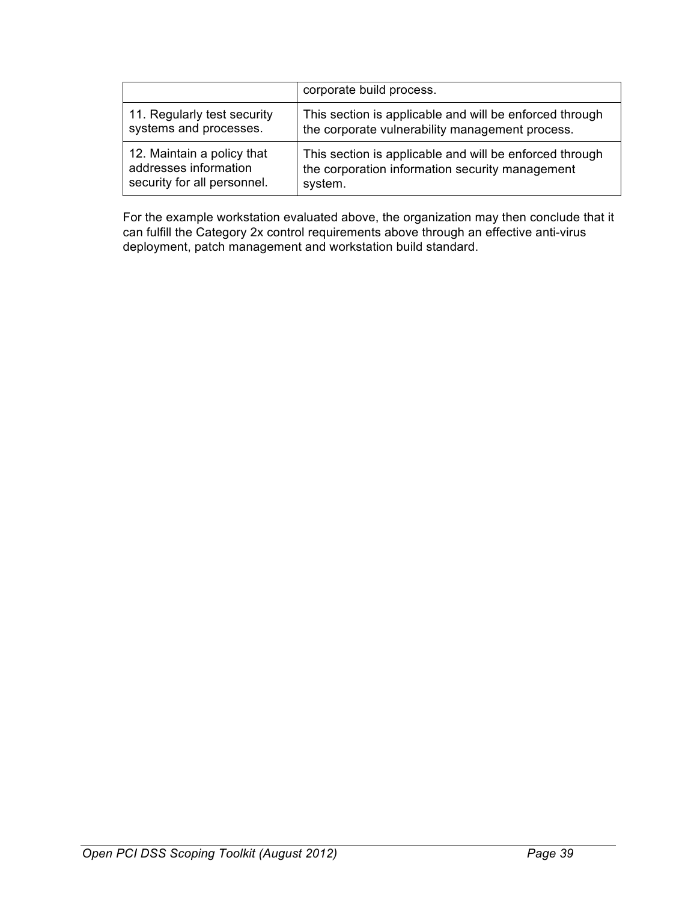| | |
|---|---|
| | corporate build process. |
| 11. Regularly test security systems and processes. | This section is applicable and will be enforced through the corporate vulnerability management process. |
| 12. Maintain a policy that addresses information security for all personnel. | This section is applicable and will be enforced through the corporation information security management system. |

For the example workstation evaluated above, the organization may then conclude that it can fulfill the Category 2x control requirements above through an effective anti-virus deployment, patch management and workstation build standard.